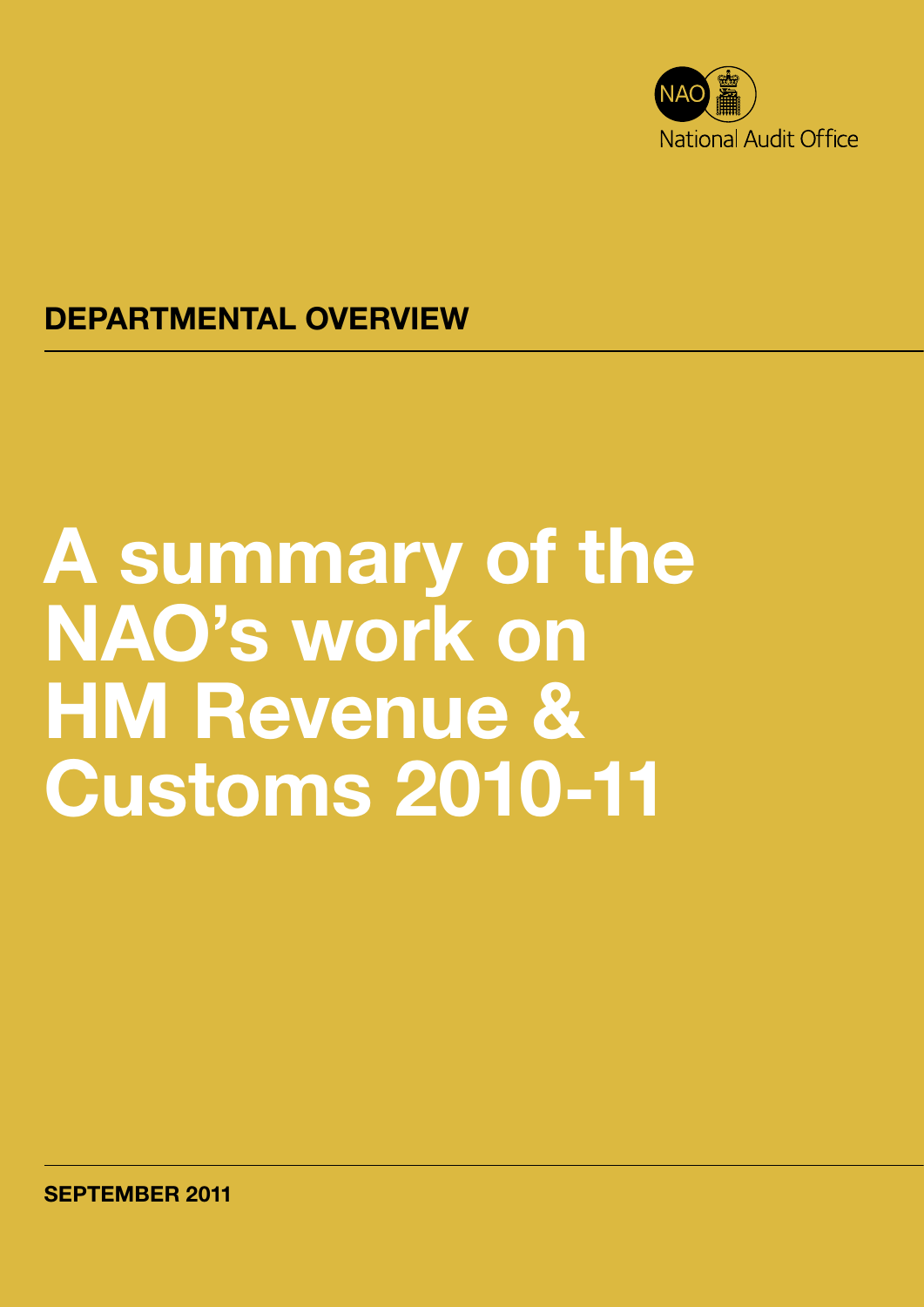National Audit Office

**DEPARTMENTAL OVERVIEW**

# A summary of the NAO's work on HM Revenue & Customs 2010-11

**SEPTEMBER 2011**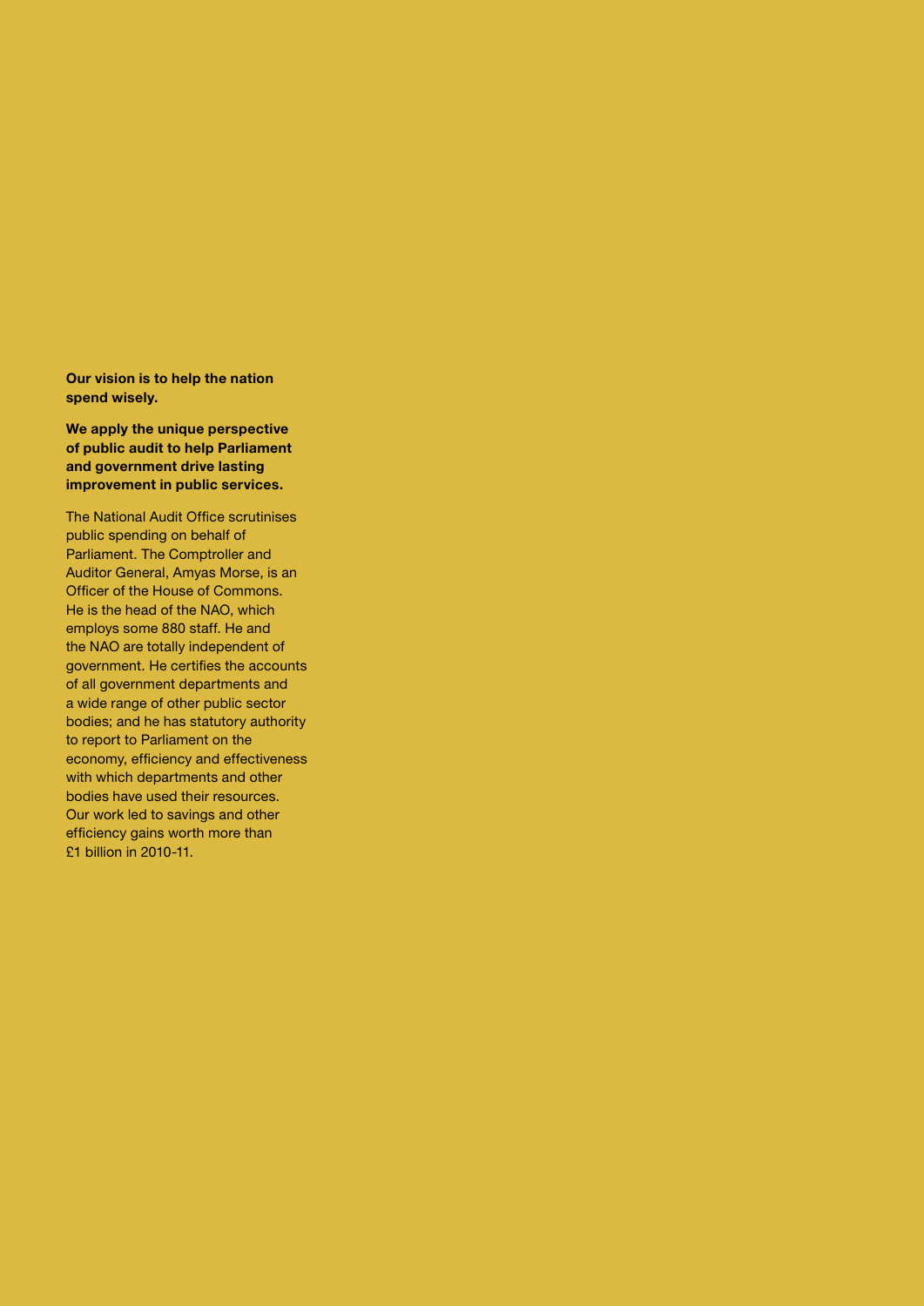**Our vision is to help the nation spend wisely.**

**We apply the unique perspective of public audit to help Parliament and government drive lasting improvement in public services.**

The National Audit Office scrutinises public spending on behalf of Parliament. The Comptroller and Auditor General, Amyas Morse, is an Officer of the House of Commons. He is the head of the NAO, which employs some 880 staff. He and the NAO are totally independent of government. He certifies the accounts of all government departments and a wide range of other public sector bodies; and he has statutory authority to report to Parliament on the economy, efficiency and effectiveness with which departments and other bodies have used their resources. Our work led to savings and other efficiency gains worth more than £1 billion in 2010-11.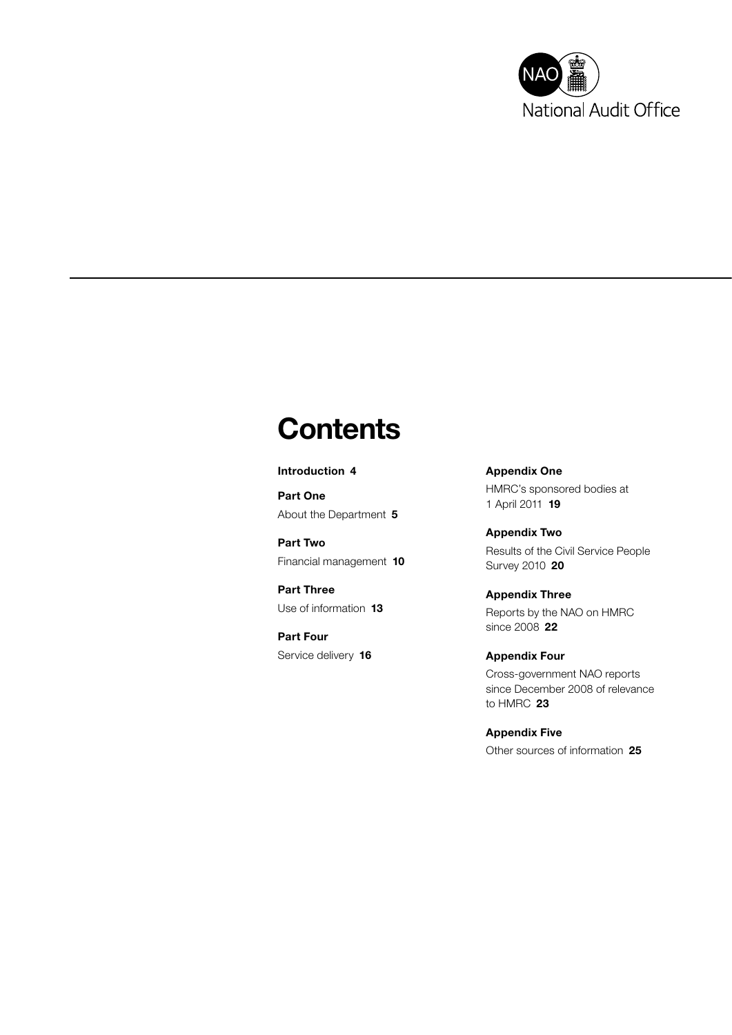# Contents

**Introduction 4**

**Part One**
About the Department **5**

**Part Two**
Financial management **10**

**Part Three**
Use of information **13**

**Part Four**
Service delivery **16**

**Appendix One**
HMRC's sponsored bodies at 1 April 2011 **19**

**Appendix Two**
Results of the Civil Service People Survey 2010 **20**

**Appendix Three**
Reports by the NAO on HMRC since 2008 **22**

**Appendix Four**
Cross-government NAO reports since December 2008 of relevance to HMRC **23**

**Appendix Five**
Other sources of information **25**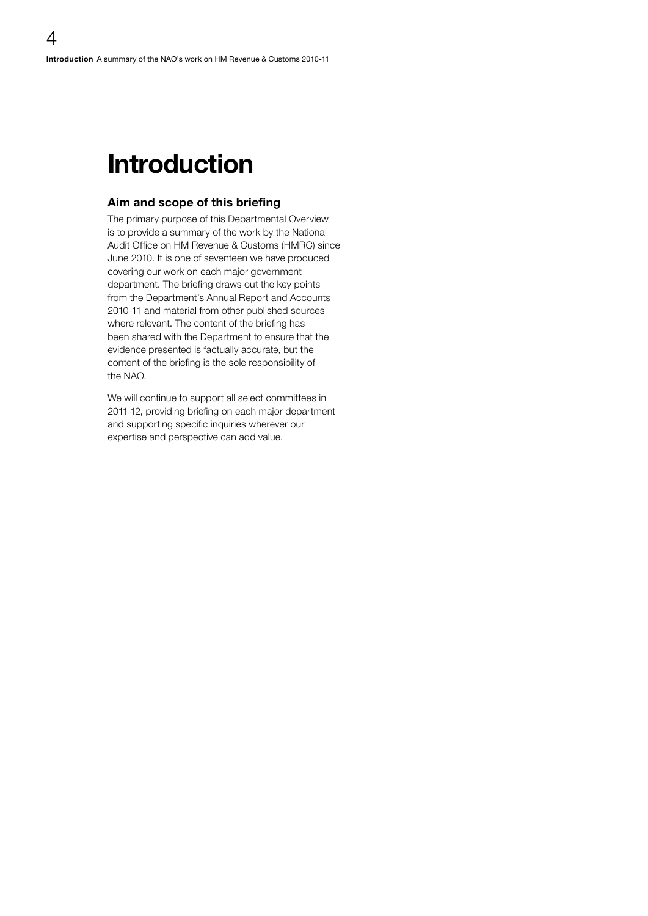# Introduction

## Aim and scope of this briefing

The primary purpose of this Departmental Overview is to provide a summary of the work by the National Audit Office on HM Revenue & Customs (HMRC) since June 2010. It is one of seventeen we have produced covering our work on each major government department. The briefing draws out the key points from the Department's Annual Report and Accounts 2010-11 and material from other published sources where relevant. The content of the briefing has been shared with the Department to ensure that the evidence presented is factually accurate, but the content of the briefing is the sole responsibility of the NAO.

We will continue to support all select committees in 2011-12, providing briefing on each major department and supporting specific inquiries wherever our expertise and perspective can add value.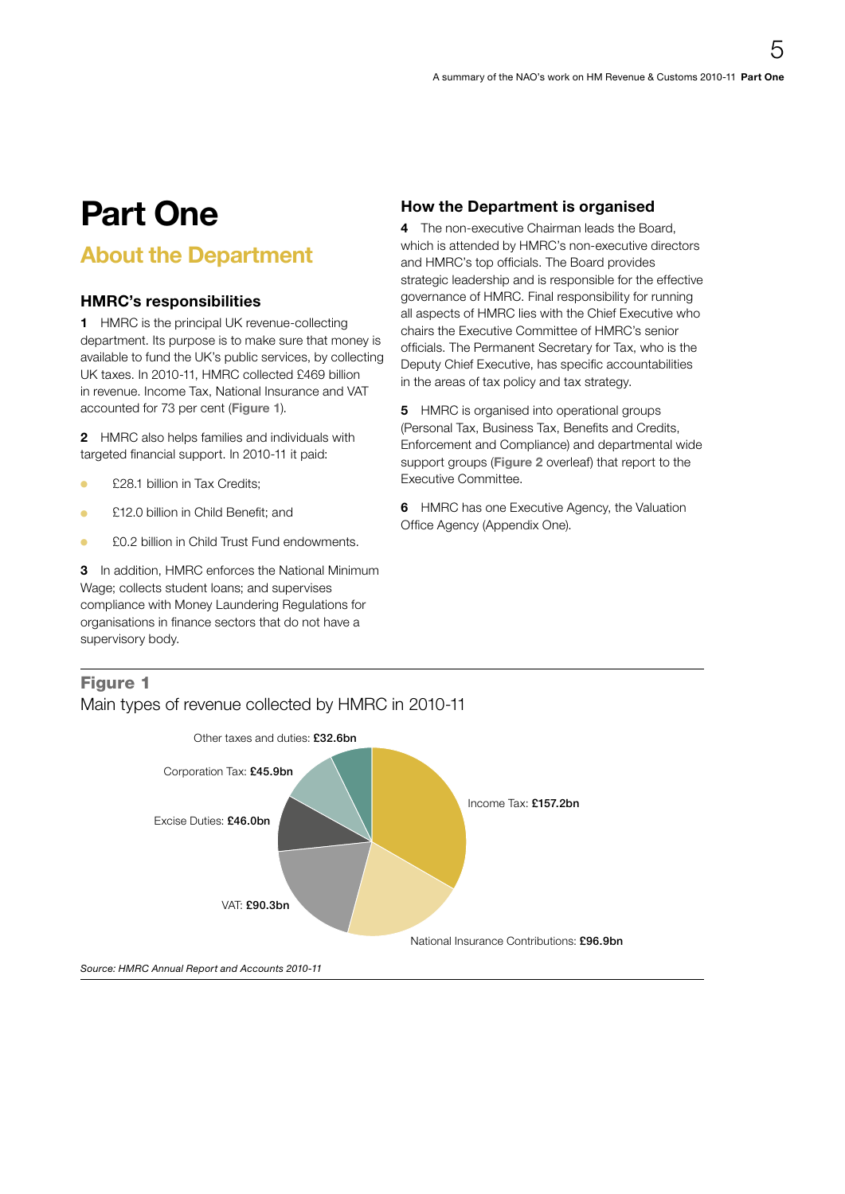# Part One

## About the Department

### HMRC's responsibilities

**1** HMRC is the principal UK revenue-collecting department. Its purpose is to make sure that money is available to fund the UK's public services, by collecting UK taxes. In 2010-11, HMRC collected £469 billion in revenue. Income Tax, National Insurance and VAT accounted for 73 per cent (**Figure 1**).

**2** HMRC also helps families and individuals with targeted financial support. In 2010-11 it paid:

- £28.1 billion in Tax Credits;
- £12.0 billion in Child Benefit; and
- £0.2 billion in Child Trust Fund endowments.

**3** In addition, HMRC enforces the National Minimum Wage; collects student loans; and supervises compliance with Money Laundering Regulations for organisations in finance sectors that do not have a supervisory body.

### How the Department is organised

**4** The non-executive Chairman leads the Board, which is attended by HMRC's non-executive directors and HMRC's top officials. The Board provides strategic leadership and is responsible for the effective governance of HMRC. Final responsibility for running all aspects of HMRC lies with the Chief Executive who chairs the Executive Committee of HMRC's senior officials. The Permanent Secretary for Tax, who is the Deputy Chief Executive, has specific accountabilities in the areas of tax policy and tax strategy.

**5** HMRC is organised into operational groups (Personal Tax, Business Tax, Benefits and Credits, Enforcement and Compliance) and departmental wide support groups (**Figure 2** overleaf) that report to the Executive Committee.

**6** HMRC has one Executive Agency, the Valuation Office Agency (Appendix One).

**Figure 1**

Main types of revenue collected by HMRC in 2010-11

| Type of revenue | Amount |
|---|---|
| Income Tax | £157.2bn |
| National Insurance Contributions | £96.9bn |
| VAT | £90.3bn |
| Excise Duties | £46.0bn |
| Corporation Tax | £45.9bn |
| Other taxes and duties | £32.6bn |

*Source: HMRC Annual Report and Accounts 2010-11*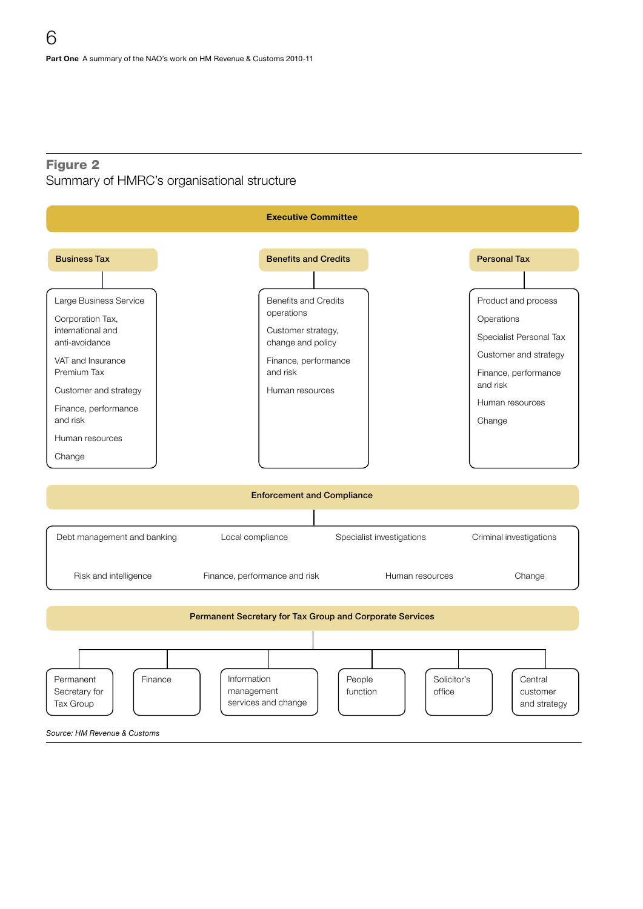**Figure 2**
Summary of HMRC's organisational structure

**Executive Committee**

**Business Tax**

- Large Business Service
- Corporation Tax, international and anti-avoidance
- VAT and Insurance Premium Tax
- Customer and strategy
- Finance, performance and risk
- Human resources
- Change

**Benefits and Credits**

- Benefits and Credits operations
- Customer strategy, change and policy
- Finance, performance and risk
- Human resources

**Personal Tax**

- Product and process
- Operations
- Specialist Personal Tax
- Customer and strategy
- Finance, performance and risk
- Human resources
- Change

**Enforcement and Compliance**

- Debt management and banking
- Local compliance
- Specialist investigations
- Criminal investigations
- Risk and intelligence
- Finance, performance and risk
- Human resources
- Change

**Permanent Secretary for Tax Group and Corporate Services**

- Permanent Secretary for Tax Group
- Finance
- Information management services and change
- People function
- Solicitor's office
- Central customer and strategy

*Source: HM Revenue & Customs*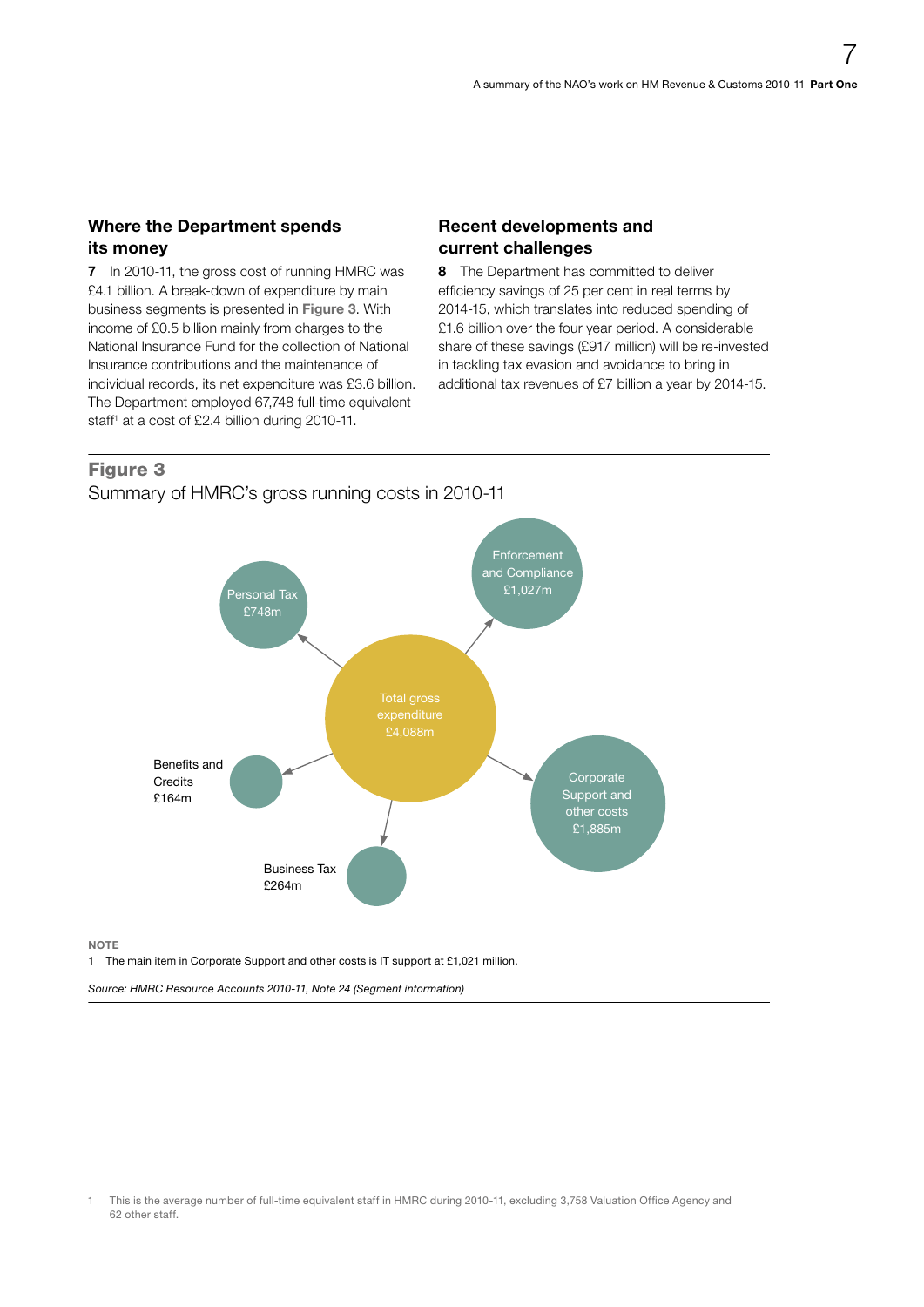## Where the Department spends its money

**7** In 2010-11, the gross cost of running HMRC was £4.1 billion. A break-down of expenditure by main business segments is presented in **Figure 3**. With income of £0.5 billion mainly from charges to the National Insurance Fund for the collection of National Insurance contributions and the maintenance of individual records, its net expenditure was £3.6 billion. The Department employed 67,748 full-time equivalent staff[1] at a cost of £2.4 billion during 2010-11.

## Recent developments and current challenges

**8** The Department has committed to deliver efficiency savings of 25 per cent in real terms by 2014-15, which translates into reduced spending of £1.6 billion over the four year period. A considerable share of these savings (£917 million) will be re-invested in tackling tax evasion and avoidance to bring in additional tax revenues of £7 billion a year by 2014-15.

**Figure 3**

Summary of HMRC's gross running costs in 2010-11

Total gross expenditure £4,088m

- Personal Tax £748m
- Enforcement and Compliance £1,027m
- Corporate Support and other costs £1,885m
- Business Tax £264m
- Benefits and Credits £164m

NOTE

1 The main item in Corporate Support and other costs is IT support at £1,021 million.

*Source: HMRC Resource Accounts 2010-11, Note 24 (Segment information)*

1 This is the average number of full-time equivalent staff in HMRC during 2010-11, excluding 3,758 Valuation Office Agency and 62 other staff.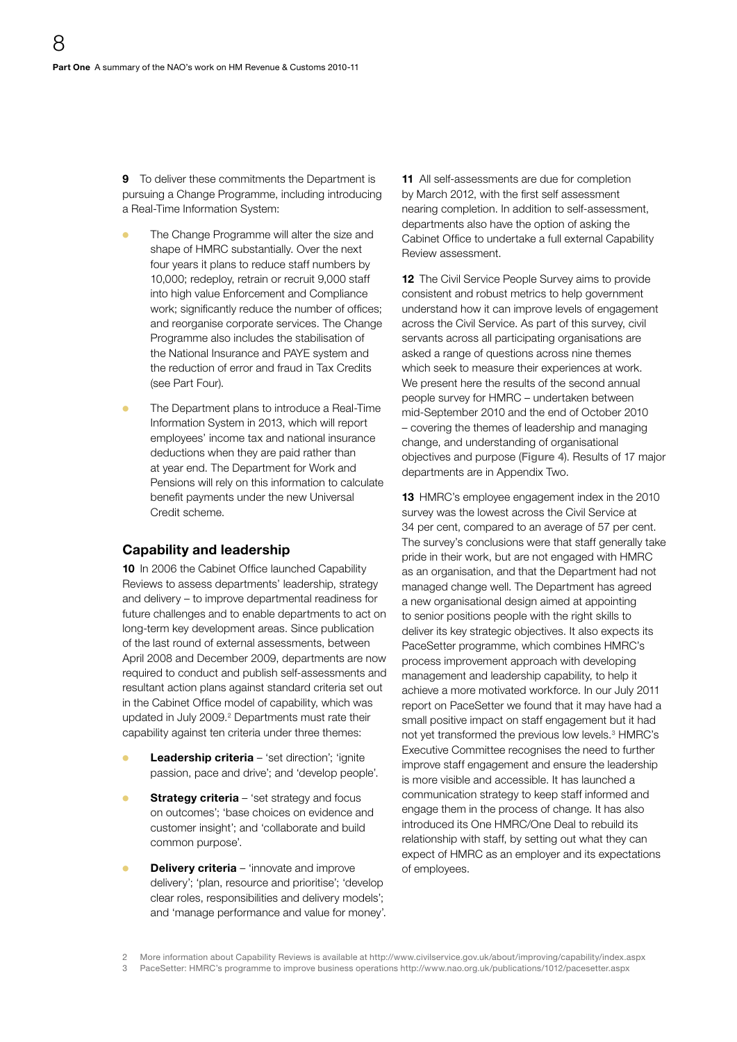**9** To deliver these commitments the Department is pursuing a Change Programme, including introducing a Real-Time Information System:

- The Change Programme will alter the size and shape of HMRC substantially. Over the next four years it plans to reduce staff numbers by 10,000; redeploy, retrain or recruit 9,000 staff into high value Enforcement and Compliance work; significantly reduce the number of offices; and reorganise corporate services. The Change Programme also includes the stabilisation of the National Insurance and PAYE system and the reduction of error and fraud in Tax Credits (see Part Four).
- The Department plans to introduce a Real-Time Information System in 2013, which will report employees' income tax and national insurance deductions when they are paid rather than at year end. The Department for Work and Pensions will rely on this information to calculate benefit payments under the new Universal Credit scheme.

## Capability and leadership

**10** In 2006 the Cabinet Office launched Capability Reviews to assess departments' leadership, strategy and delivery – to improve departmental readiness for future challenges and to enable departments to act on long-term key development areas. Since publication of the last round of external assessments, between April 2008 and December 2009, departments are now required to conduct and publish self-assessments and resultant action plans against standard criteria set out in the Cabinet Office model of capability, which was updated in July 2009.[2] Departments must rate their capability against ten criteria under three themes:

- **Leadership criteria** – 'set direction'; 'ignite passion, pace and drive'; and 'develop people'.
- **Strategy criteria** – 'set strategy and focus on outcomes'; 'base choices on evidence and customer insight'; and 'collaborate and build common purpose'.
- **Delivery criteria** – 'innovate and improve delivery'; 'plan, resource and prioritise'; 'develop clear roles, responsibilities and delivery models'; and 'manage performance and value for money'.

**11** All self-assessments are due for completion by March 2012, with the first self assessment nearing completion. In addition to self-assessment, departments also have the option of asking the Cabinet Office to undertake a full external Capability Review assessment.

**12** The Civil Service People Survey aims to provide consistent and robust metrics to help government understand how it can improve levels of engagement across the Civil Service. As part of this survey, civil servants across all participating organisations are asked a range of questions across nine themes which seek to measure their experiences at work. We present here the results of the second annual people survey for HMRC – undertaken between mid-September 2010 and the end of October 2010 – covering the themes of leadership and managing change, and understanding of organisational objectives and purpose (**Figure 4**). Results of 17 major departments are in Appendix Two.

**13** HMRC's employee engagement index in the 2010 survey was the lowest across the Civil Service at 34 per cent, compared to an average of 57 per cent. The survey's conclusions were that staff generally take pride in their work, but are not engaged with HMRC as an organisation, and that the Department had not managed change well. The Department has agreed a new organisational design aimed at appointing to senior positions people with the right skills to deliver its key strategic objectives. It also expects its PaceSetter programme, which combines HMRC's process improvement approach with developing management and leadership capability, to help it achieve a more motivated workforce. In our July 2011 report on PaceSetter we found that it may have had a small positive impact on staff engagement but it had not yet transformed the previous low levels.[3] HMRC's Executive Committee recognises the need to further improve staff engagement and ensure the leadership is more visible and accessible. It has launched a communication strategy to keep staff informed and engage them in the process of change. It has also introduced its One HMRC/One Deal to rebuild its relationship with staff, by setting out what they can expect of HMRC as an employer and its expectations of employees.

2 More information about Capability Reviews is available at http://www.civilservice.gov.uk/about/improving/capability/index.aspx

3 PaceSetter: HMRC's programme to improve business operations http://www.nao.org.uk/publications/1012/pacesetter.aspx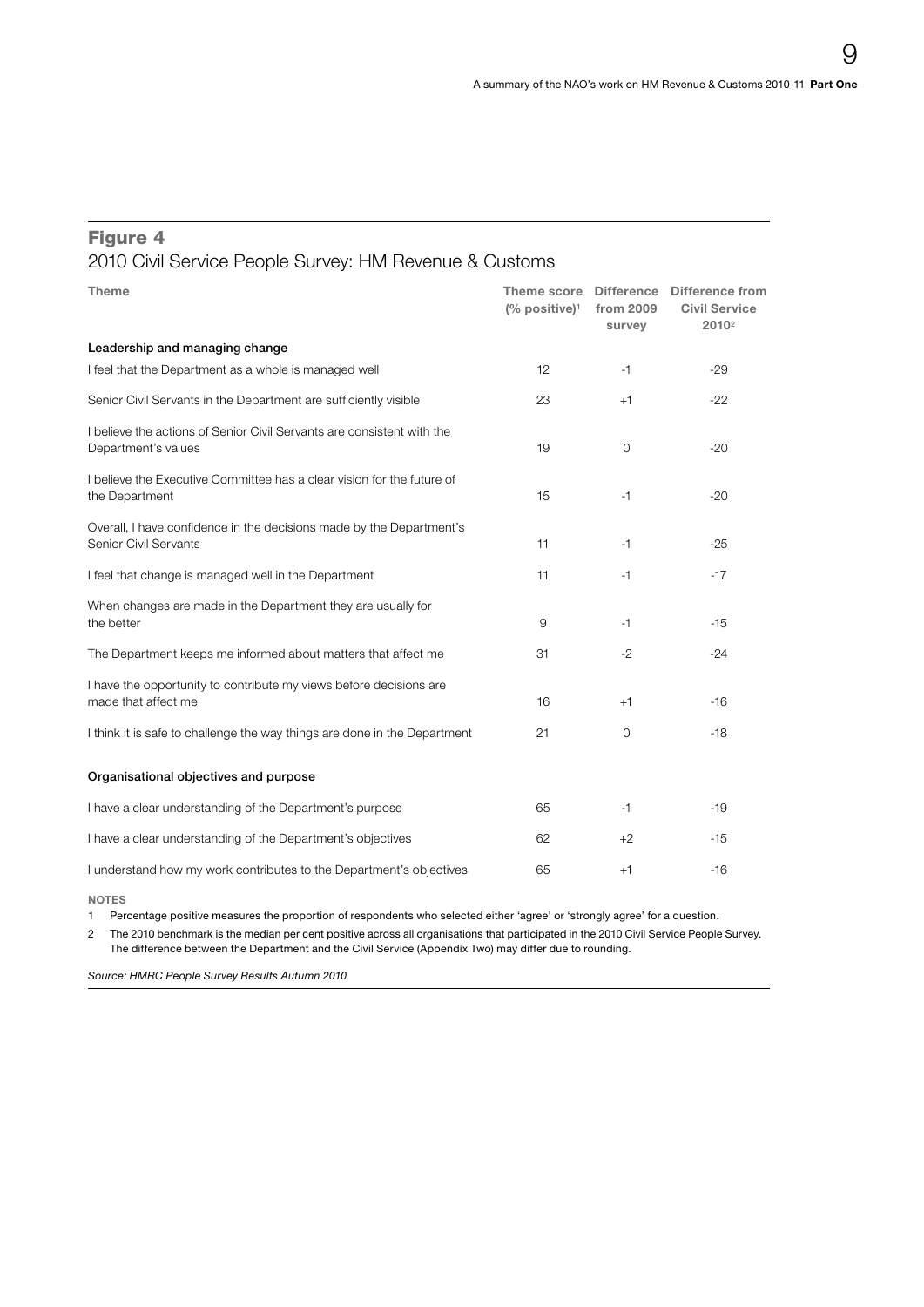## Figure 4

2010 Civil Service People Survey: HM Revenue & Customs

| Theme | Theme score (% positive)[1] | Difference from 2009 survey | Difference from Civil Service 2010[2] |
|---|---|---|---|
| **Leadership and managing change** | | | |
| I feel that the Department as a whole is managed well | 12 | -1 | -29 |
| Senior Civil Servants in the Department are sufficiently visible | 23 | +1 | -22 |
| I believe the actions of Senior Civil Servants are consistent with the Department's values | 19 | 0 | -20 |
| I believe the Executive Committee has a clear vision for the future of the Department | 15 | -1 | -20 |
| Overall, I have confidence in the decisions made by the Department's Senior Civil Servants | 11 | -1 | -25 |
| I feel that change is managed well in the Department | 11 | -1 | -17 |
| When changes are made in the Department they are usually for the better | 9 | -1 | -15 |
| The Department keeps me informed about matters that affect me | 31 | -2 | -24 |
| I have the opportunity to contribute my views before decisions are made that affect me | 16 | +1 | -16 |
| I think it is safe to challenge the way things are done in the Department | 21 | 0 | -18 |
| **Organisational objectives and purpose** | | | |
| I have a clear understanding of the Department's purpose | 65 | -1 | -19 |
| I have a clear understanding of the Department's objectives | 62 | +2 | -15 |
| I understand how my work contributes to the Department's objectives | 65 | +1 | -16 |

NOTES

1 Percentage positive measures the proportion of respondents who selected either 'agree' or 'strongly agree' for a question.

2 The 2010 benchmark is the median per cent positive across all organisations that participated in the 2010 Civil Service People Survey. The difference between the Department and the Civil Service (Appendix Two) may differ due to rounding.

*Source: HMRC People Survey Results Autumn 2010*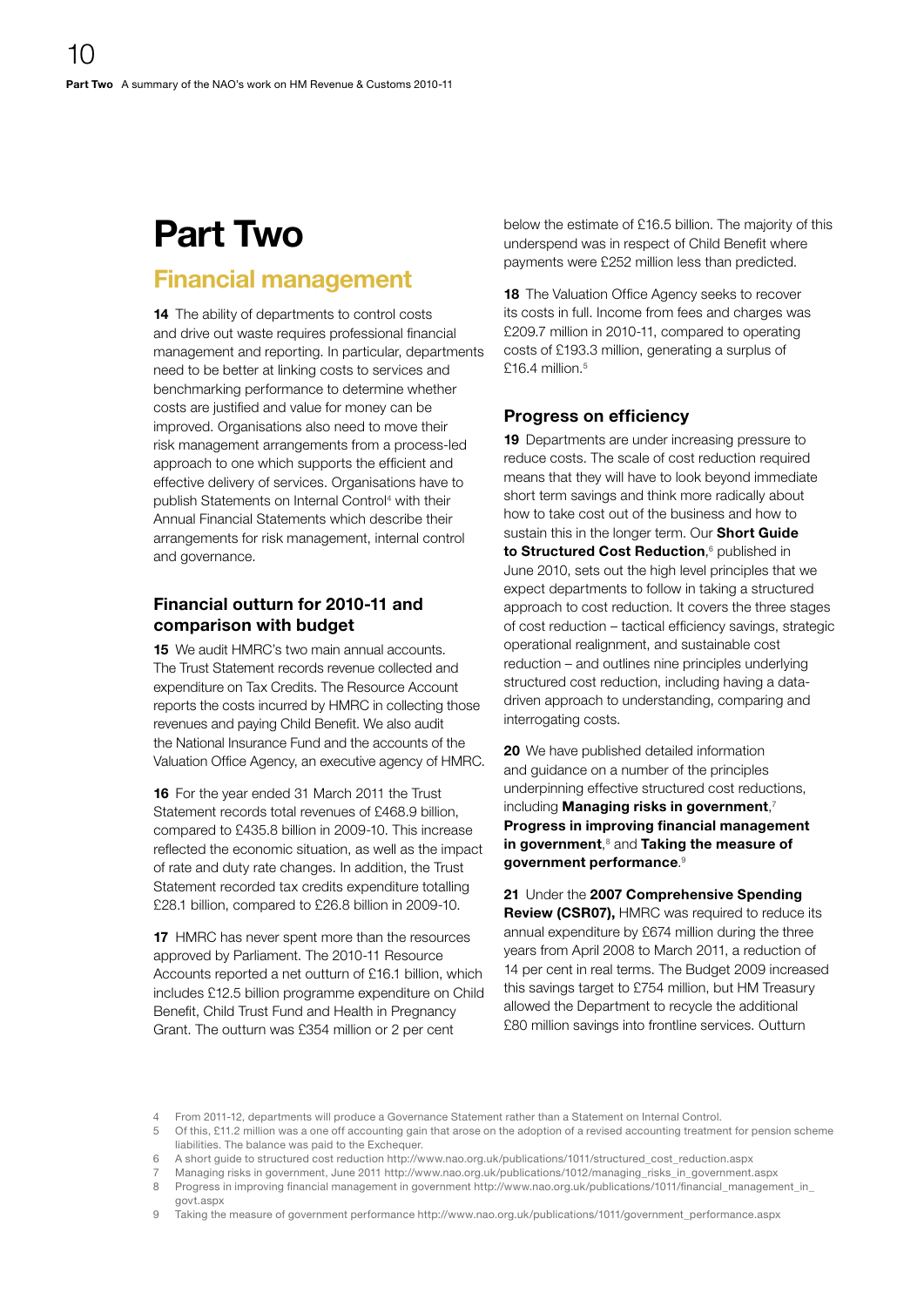# Part Two

## Financial management

**14** The ability of departments to control costs and drive out waste requires professional financial management and reporting. In particular, departments need to be better at linking costs to services and benchmarking performance to determine whether costs are justified and value for money can be improved. Organisations also need to move their risk management arrangements from a process-led approach to one which supports the efficient and effective delivery of services. Organisations have to publish Statements on Internal Control[4] with their Annual Financial Statements which describe their arrangements for risk management, internal control and governance.

### Financial outturn for 2010-11 and comparison with budget

**15** We audit HMRC's two main annual accounts. The Trust Statement records revenue collected and expenditure on Tax Credits. The Resource Account reports the costs incurred by HMRC in collecting those revenues and paying Child Benefit. We also audit the National Insurance Fund and the accounts of the Valuation Office Agency, an executive agency of HMRC.

**16** For the year ended 31 March 2011 the Trust Statement records total revenues of £468.9 billion, compared to £435.8 billion in 2009-10. This increase reflected the economic situation, as well as the impact of rate and duty rate changes. In addition, the Trust Statement recorded tax credits expenditure totalling £28.1 billion, compared to £26.8 billion in 2009-10.

**17** HMRC has never spent more than the resources approved by Parliament. The 2010-11 Resource Accounts reported a net outturn of £16.1 billion, which includes £12.5 billion programme expenditure on Child Benefit, Child Trust Fund and Health in Pregnancy Grant. The outturn was £354 million or 2 per cent below the estimate of £16.5 billion. The majority of this underspend was in respect of Child Benefit where payments were £252 million less than predicted.

**18** The Valuation Office Agency seeks to recover its costs in full. Income from fees and charges was £209.7 million in 2010-11, compared to operating costs of £193.3 million, generating a surplus of £16.4 million.[5]

### Progress on efficiency

**19** Departments are under increasing pressure to reduce costs. The scale of cost reduction required means that they will have to look beyond immediate short term savings and think more radically about how to take cost out of the business and how to sustain this in the longer term. Our **Short Guide to Structured Cost Reduction**,[6] published in June 2010, sets out the high level principles that we expect departments to follow in taking a structured approach to cost reduction. It covers the three stages of cost reduction – tactical efficiency savings, strategic operational realignment, and sustainable cost reduction – and outlines nine principles underlying structured cost reduction, including having a data-driven approach to understanding, comparing and interrogating costs.

**20** We have published detailed information and guidance on a number of the principles underpinning effective structured cost reductions, including **Managing risks in government**,[7] **Progress in improving financial management in government**,[8] and **Taking the measure of government performance**.[9]

**21** Under the **2007 Comprehensive Spending Review (CSR07),** HMRC was required to reduce its annual expenditure by £674 million during the three years from April 2008 to March 2011, a reduction of 14 per cent in real terms. The Budget 2009 increased this savings target to £754 million, but HM Treasury allowed the Department to recycle the additional £80 million savings into frontline services. Outturn

---

4 From 2011-12, departments will produce a Governance Statement rather than a Statement on Internal Control.

5 Of this, £11.2 million was a one off accounting gain that arose on the adoption of a revised accounting treatment for pension scheme liabilities. The balance was paid to the Exchequer.

6 A short guide to structured cost reduction http://www.nao.org.uk/publications/1011/structured_cost_reduction.aspx

7 Managing risks in government, June 2011 http://www.nao.org.uk/publications/1012/managing_risks_in_government.aspx

8 Progress in improving financial management in government http://www.nao.org.uk/publications/1011/financial_management_in_govt.aspx

9 Taking the measure of government performance http://www.nao.org.uk/publications/1011/government_performance.aspx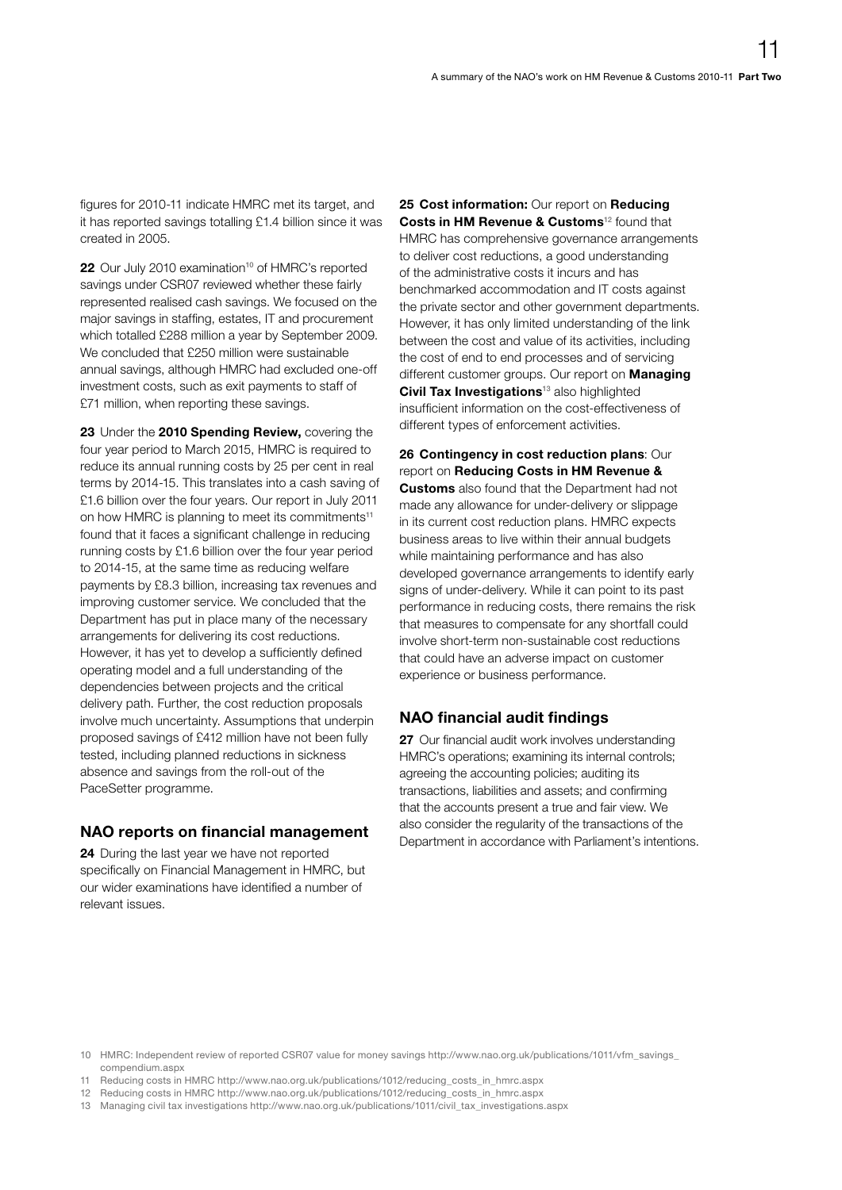figures for 2010-11 indicate HMRC met its target, and it has reported savings totalling £1.4 billion since it was created in 2005.

**22** Our July 2010 examination[10] of HMRC's reported savings under CSR07 reviewed whether these fairly represented realised cash savings. We focused on the major savings in staffing, estates, IT and procurement which totalled £288 million a year by September 2009. We concluded that £250 million were sustainable annual savings, although HMRC had excluded one-off investment costs, such as exit payments to staff of £71 million, when reporting these savings.

**23** Under the **2010 Spending Review,** covering the four year period to March 2015, HMRC is required to reduce its annual running costs by 25 per cent in real terms by 2014-15. This translates into a cash saving of £1.6 billion over the four years. Our report in July 2011 on how HMRC is planning to meet its commitments[11] found that it faces a significant challenge in reducing running costs by £1.6 billion over the four year period to 2014-15, at the same time as reducing welfare payments by £8.3 billion, increasing tax revenues and improving customer service. We concluded that the Department has put in place many of the necessary arrangements for delivering its cost reductions. However, it has yet to develop a sufficiently defined operating model and a full understanding of the dependencies between projects and the critical delivery path. Further, the cost reduction proposals involve much uncertainty. Assumptions that underpin proposed savings of £412 million have not been fully tested, including planned reductions in sickness absence and savings from the roll-out of the PaceSetter programme.

## NAO reports on financial management

**24** During the last year we have not reported specifically on Financial Management in HMRC, but our wider examinations have identified a number of relevant issues.

**25 Cost information:** Our report on **Reducing Costs in HM Revenue & Customs**[12] found that HMRC has comprehensive governance arrangements to deliver cost reductions, a good understanding of the administrative costs it incurs and has benchmarked accommodation and IT costs against the private sector and other government departments. However, it has only limited understanding of the link between the cost and value of its activities, including the cost of end to end processes and of servicing different customer groups. Our report on **Managing Civil Tax Investigations**[13] also highlighted insufficient information on the cost-effectiveness of different types of enforcement activities.

**26 Contingency in cost reduction plans**: Our report on **Reducing Costs in HM Revenue & Customs** also found that the Department had not made any allowance for under-delivery or slippage in its current cost reduction plans. HMRC expects business areas to live within their annual budgets while maintaining performance and has also developed governance arrangements to identify early signs of under-delivery. While it can point to its past performance in reducing costs, there remains the risk that measures to compensate for any shortfall could involve short-term non-sustainable cost reductions that could have an adverse impact on customer experience or business performance.

## NAO financial audit findings

**27** Our financial audit work involves understanding HMRC's operations; examining its internal controls; agreeing the accounting policies; auditing its transactions, liabilities and assets; and confirming that the accounts present a true and fair view. We also consider the regularity of the transactions of the Department in accordance with Parliament's intentions.

10 HMRC: Independent review of reported CSR07 value for money savings http://www.nao.org.uk/publications/1011/vfm_savings_compendium.aspx

11 Reducing costs in HMRC http://www.nao.org.uk/publications/1012/reducing_costs_in_hmrc.aspx

12 Reducing costs in HMRC http://www.nao.org.uk/publications/1012/reducing_costs_in_hmrc.aspx

13 Managing civil tax investigations http://www.nao.org.uk/publications/1011/civil_tax_investigations.aspx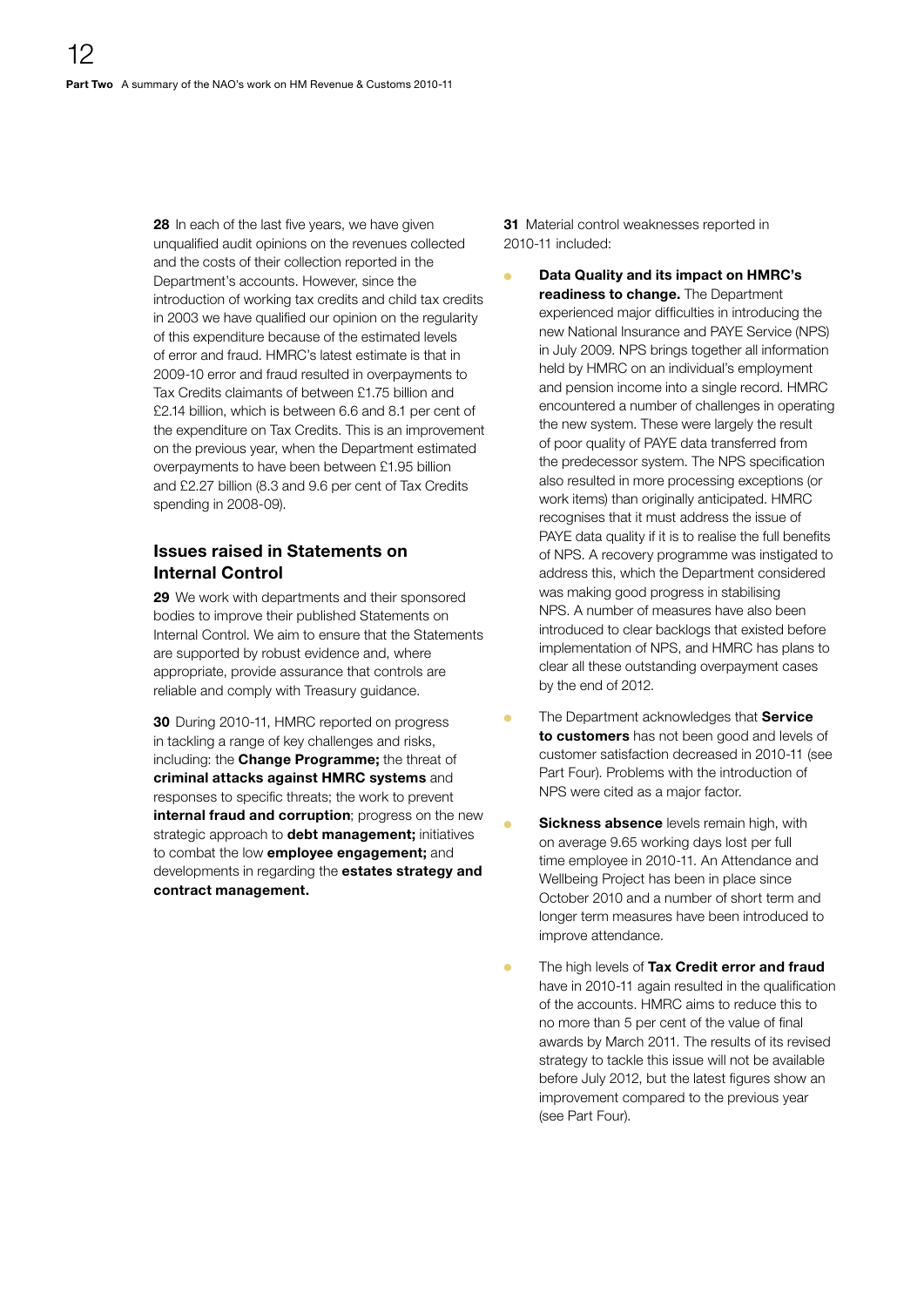**28** In each of the last five years, we have given unqualified audit opinions on the revenues collected and the costs of their collection reported in the Department's accounts. However, since the introduction of working tax credits and child tax credits in 2003 we have qualified our opinion on the regularity of this expenditure because of the estimated levels of error and fraud. HMRC's latest estimate is that in 2009-10 error and fraud resulted in overpayments to Tax Credits claimants of between £1.75 billion and £2.14 billion, which is between 6.6 and 8.1 per cent of the expenditure on Tax Credits. This is an improvement on the previous year, when the Department estimated overpayments to have been between £1.95 billion and £2.27 billion (8.3 and 9.6 per cent of Tax Credits spending in 2008-09).

## Issues raised in Statements on Internal Control

**29** We work with departments and their sponsored bodies to improve their published Statements on Internal Control. We aim to ensure that the Statements are supported by robust evidence and, where appropriate, provide assurance that controls are reliable and comply with Treasury guidance.

**30** During 2010-11, HMRC reported on progress in tackling a range of key challenges and risks, including: the **Change Programme;** the threat of **criminal attacks against HMRC systems** and responses to specific threats; the work to prevent **internal fraud and corruption**; progress on the new strategic approach to **debt management;** initiatives to combat the low **employee engagement;** and developments in regarding the **estates strategy and contract management.**

**31** Material control weaknesses reported in 2010-11 included:

- **Data Quality and its impact on HMRC's readiness to change.** The Department experienced major difficulties in introducing the new National Insurance and PAYE Service (NPS) in July 2009. NPS brings together all information held by HMRC on an individual's employment and pension income into a single record. HMRC encountered a number of challenges in operating the new system. These were largely the result of poor quality of PAYE data transferred from the predecessor system. The NPS specification also resulted in more processing exceptions (or work items) than originally anticipated. HMRC recognises that it must address the issue of PAYE data quality if it is to realise the full benefits of NPS. A recovery programme was instigated to address this, which the Department considered was making good progress in stabilising NPS. A number of measures have also been introduced to clear backlogs that existed before implementation of NPS, and HMRC has plans to clear all these outstanding overpayment cases by the end of 2012.
- The Department acknowledges that **Service to customers** has not been good and levels of customer satisfaction decreased in 2010-11 (see Part Four). Problems with the introduction of NPS were cited as a major factor.
- **Sickness absence** levels remain high, with on average 9.65 working days lost per full time employee in 2010-11. An Attendance and Wellbeing Project has been in place since October 2010 and a number of short term and longer term measures have been introduced to improve attendance.
- The high levels of **Tax Credit error and fraud** have in 2010-11 again resulted in the qualification of the accounts. HMRC aims to reduce this to no more than 5 per cent of the value of final awards by March 2011. The results of its revised strategy to tackle this issue will not be available before July 2012, but the latest figures show an improvement compared to the previous year (see Part Four).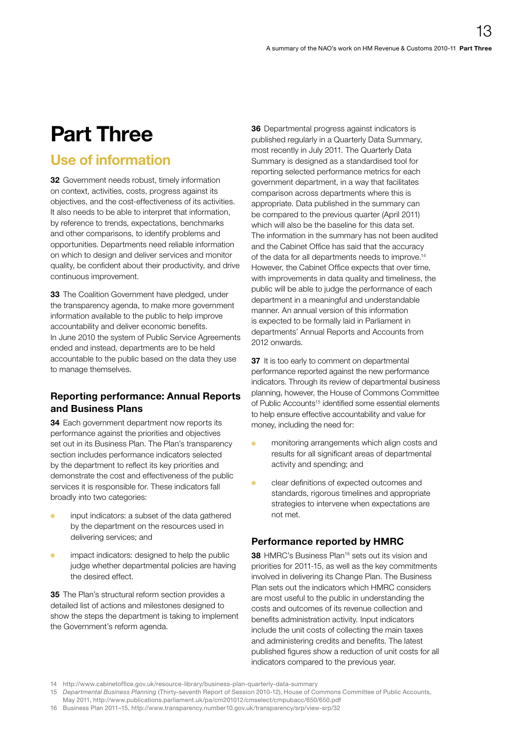# Part Three

## Use of information

**32** Government needs robust, timely information on context, activities, costs, progress against its objectives, and the cost-effectiveness of its activities. It also needs to be able to interpret that information, by reference to trends, expectations, benchmarks and other comparisons, to identify problems and opportunities. Departments need reliable information on which to design and deliver services and monitor quality, be confident about their productivity, and drive continuous improvement.

**33** The Coalition Government have pledged, under the transparency agenda, to make more government information available to the public to help improve accountability and deliver economic benefits. In June 2010 the system of Public Service Agreements ended and instead, departments are to be held accountable to the public based on the data they use to manage themselves.

### Reporting performance: Annual Reports and Business Plans

**34** Each government department now reports its performance against the priorities and objectives set out in its Business Plan. The Plan's transparency section includes performance indicators selected by the department to reflect its key priorities and demonstrate the cost and effectiveness of the public services it is responsible for. These indicators fall broadly into two categories:

- input indicators: a subset of the data gathered by the department on the resources used in delivering services; and
- impact indicators: designed to help the public judge whether departmental policies are having the desired effect.

**35** The Plan's structural reform section provides a detailed list of actions and milestones designed to show the steps the department is taking to implement the Government's reform agenda.

**36** Departmental progress against indicators is published regularly in a Quarterly Data Summary, most recently in July 2011. The Quarterly Data Summary is designed as a standardised tool for reporting selected performance metrics for each government department, in a way that facilitates comparison across departments where this is appropriate. Data published in the summary can be compared to the previous quarter (April 2011) which will also be the baseline for this data set. The information in the summary has not been audited and the Cabinet Office has said that the accuracy of the data for all departments needs to improve.[14] However, the Cabinet Office expects that over time, with improvements in data quality and timeliness, the public will be able to judge the performance of each department in a meaningful and understandable manner. An annual version of this information is expected to be formally laid in Parliament in departments' Annual Reports and Accounts from 2012 onwards.

**37** It is too early to comment on departmental performance reported against the new performance indicators. Through its review of departmental business planning, however, the House of Commons Committee of Public Accounts[15] identified some essential elements to help ensure effective accountability and value for money, including the need for:

- monitoring arrangements which align costs and results for all significant areas of departmental activity and spending; and
- clear definitions of expected outcomes and standards, rigorous timelines and appropriate strategies to intervene when expectations are not met.

### Performance reported by HMRC

**38** HMRC's Business Plan[16] sets out its vision and priorities for 2011-15, as well as the key commitments involved in delivering its Change Plan. The Business Plan sets out the indicators which HMRC considers are most useful to the public in understanding the costs and outcomes of its revenue collection and benefits administration activity. Input indicators include the unit costs of collecting the main taxes and administering credits and benefits. The latest published figures show a reduction of unit costs for all indicators compared to the previous year.

---

14 http://www.cabinetoffice.gov.uk/resource-library/business-plan-quarterly-data-summary

15 *Departmental Business Planning* (Thirty-seventh Report of Session 2010-12), House of Commons Committee of Public Accounts, May 2011, http://www.publications.parliament.uk/pa/cm201012/cmselect/cmpubacc/650/650.pdf

16 Business Plan 2011–15, http://www.transparency.number10.gov.uk/transparency/srp/view-srp/32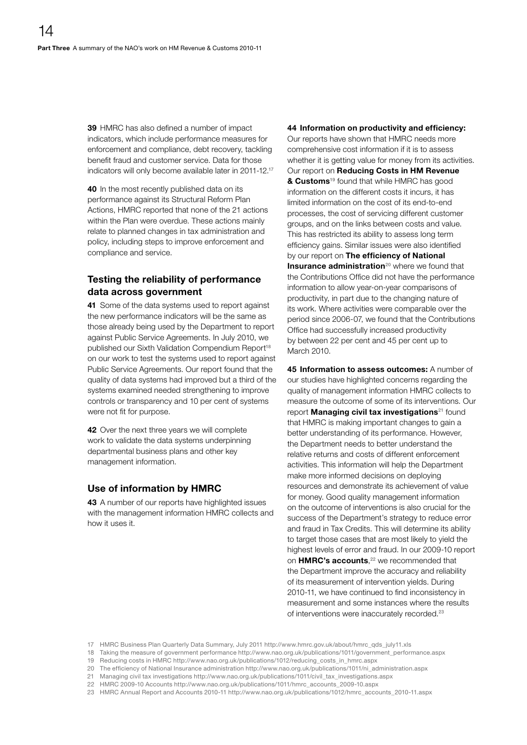**39** HMRC has also defined a number of impact indicators, which include performance measures for enforcement and compliance, debt recovery, tackling benefit fraud and customer service. Data for those indicators will only become available later in 2011-12.[17]

**40** In the most recently published data on its performance against its Structural Reform Plan Actions, HMRC reported that none of the 21 actions within the Plan were overdue. These actions mainly relate to planned changes in tax administration and policy, including steps to improve enforcement and compliance and service.

## Testing the reliability of performance data across government

**41** Some of the data systems used to report against the new performance indicators will be the same as those already being used by the Department to report against Public Service Agreements. In July 2010, we published our Sixth Validation Compendium Report[18] on our work to test the systems used to report against Public Service Agreements. Our report found that the quality of data systems had improved but a third of the systems examined needed strengthening to improve controls or transparency and 10 per cent of systems were not fit for purpose.

**42** Over the next three years we will complete work to validate the data systems underpinning departmental business plans and other key management information.

## Use of information by HMRC

**43** A number of our reports have highlighted issues with the management information HMRC collects and how it uses it.

**44 Information on productivity and efficiency:** Our reports have shown that HMRC needs more comprehensive cost information if it is to assess whether it is getting value for money from its activities. Our report on **Reducing Costs in HM Revenue & Customs**[19] found that while HMRC has good information on the different costs it incurs, it has limited information on the cost of its end-to-end processes, the cost of servicing different customer groups, and on the links between costs and value. This has restricted its ability to assess long term efficiency gains. Similar issues were also identified by our report on **The efficiency of National Insurance administration**[20] where we found that the Contributions Office did not have the performance information to allow year-on-year comparisons of productivity, in part due to the changing nature of its work. Where activities were comparable over the period since 2006-07, we found that the Contributions Office had successfully increased productivity by between 22 per cent and 45 per cent up to March 2010.

**45 Information to assess outcomes:** A number of our studies have highlighted concerns regarding the quality of management information HMRC collects to measure the outcome of some of its interventions. Our report **Managing civil tax investigations**[21] found that HMRC is making important changes to gain a better understanding of its performance. However, the Department needs to better understand the relative returns and costs of different enforcement activities. This information will help the Department make more informed decisions on deploying resources and demonstrate its achievement of value for money. Good quality management information on the outcome of interventions is also crucial for the success of the Department's strategy to reduce error and fraud in Tax Credits. This will determine its ability to target those cases that are most likely to yield the highest levels of error and fraud. In our 2009-10 report on **HMRC's accounts**,[22] we recommended that the Department improve the accuracy and reliability of its measurement of intervention yields. During 2010-11, we have continued to find inconsistency in measurement and some instances where the results of interventions were inaccurately recorded.[23]

17 HMRC Business Plan Quarterly Data Summary, July 2011 http://www.hmrc.gov.uk/about/hmrc_qds_july11.xls

18 Taking the measure of government performance http://www.nao.org.uk/publications/1011/government_performance.aspx

19 Reducing costs in HMRC http://www.nao.org.uk/publications/1012/reducing_costs_in_hmrc.aspx

20 The efficiency of National Insurance administration http://www.nao.org.uk/publications/1011/ni_administration.aspx

21 Managing civil tax investigations http://www.nao.org.uk/publications/1011/civil_tax_investigations.aspx

22 HMRC 2009-10 Accounts http://www.nao.org.uk/publications/1011/hmrc_accounts_2009-10.aspx

23 HMRC Annual Report and Accounts 2010-11 http://www.nao.org.uk/publications/1012/hmrc_accounts_2010-11.aspx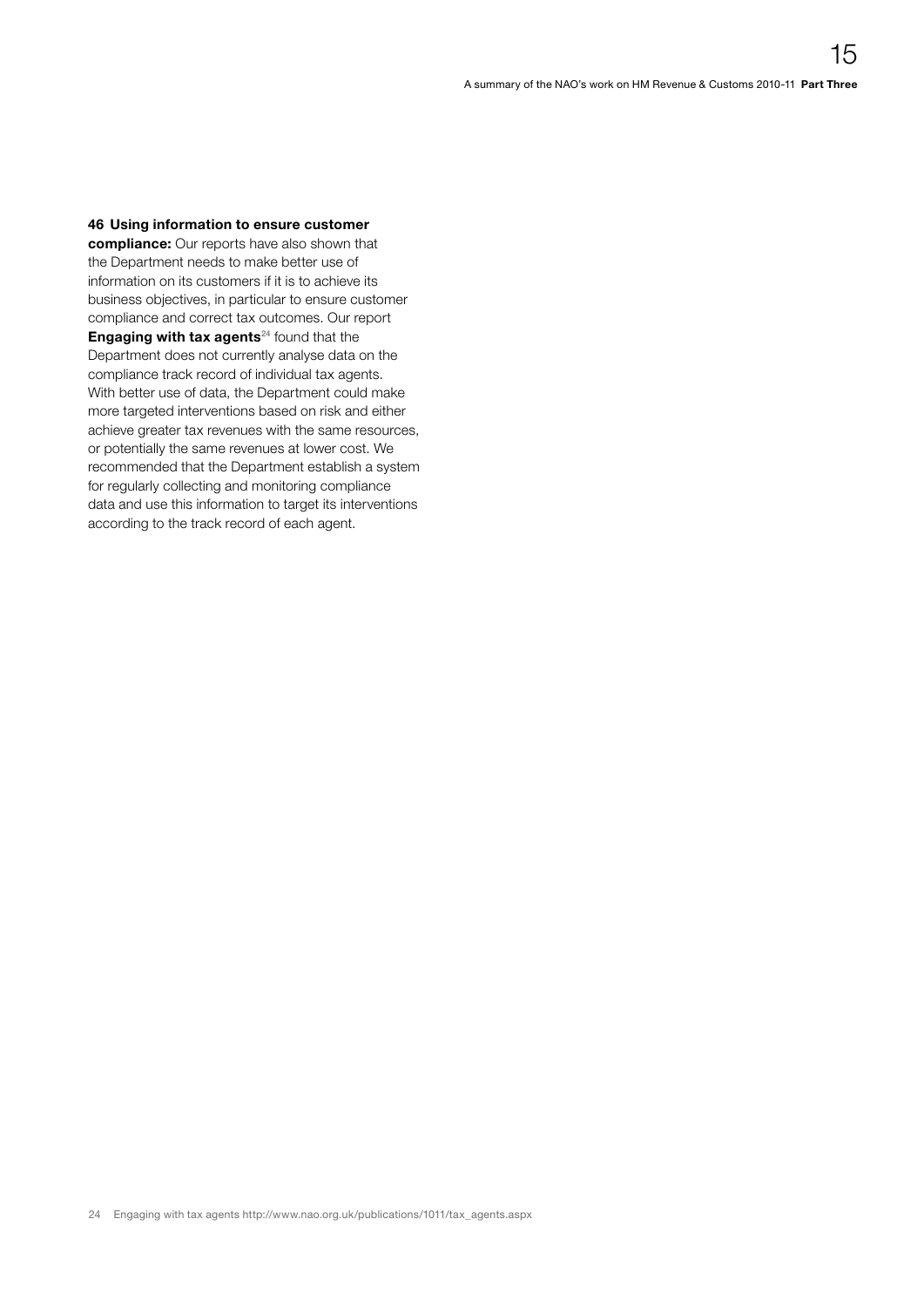**46 Using information to ensure customer compliance:** Our reports have also shown that the Department needs to make better use of information on its customers if it is to achieve its business objectives, in particular to ensure customer compliance and correct tax outcomes. Our report **Engaging with tax agents**[24] found that the Department does not currently analyse data on the compliance track record of individual tax agents. With better use of data, the Department could make more targeted interventions based on risk and either achieve greater tax revenues with the same resources, or potentially the same revenues at lower cost. We recommended that the Department establish a system for regularly collecting and monitoring compliance data and use this information to target its interventions according to the track record of each agent.

24 Engaging with tax agents http://www.nao.org.uk/publications/1011/tax_agents.aspx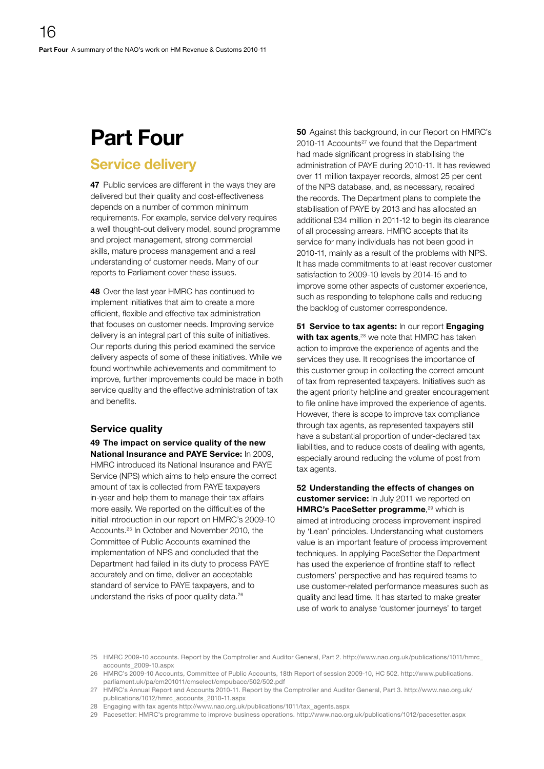# Part Four

## Service delivery

**47** Public services are different in the ways they are delivered but their quality and cost-effectiveness depends on a number of common minimum requirements. For example, service delivery requires a well thought-out delivery model, sound programme and project management, strong commercial skills, mature process management and a real understanding of customer needs. Many of our reports to Parliament cover these issues.

**48** Over the last year HMRC has continued to implement initiatives that aim to create a more efficient, flexible and effective tax administration that focuses on customer needs. Improving service delivery is an integral part of this suite of initiatives. Our reports during this period examined the service delivery aspects of some of these initiatives. While we found worthwhile achievements and commitment to improve, further improvements could be made in both service quality and the effective administration of tax and benefits.

### Service quality

**49 The impact on service quality of the new National Insurance and PAYE Service:** In 2009, HMRC introduced its National Insurance and PAYE Service (NPS) which aims to help ensure the correct amount of tax is collected from PAYE taxpayers in-year and help them to manage their tax affairs more easily. We reported on the difficulties of the initial introduction in our report on HMRC's 2009-10 Accounts.[25] In October and November 2010, the Committee of Public Accounts examined the implementation of NPS and concluded that the Department had failed in its duty to process PAYE accurately and on time, deliver an acceptable standard of service to PAYE taxpayers, and to understand the risks of poor quality data.[26]

**50** Against this background, in our Report on HMRC's 2010-11 Accounts[27] we found that the Department had made significant progress in stabilising the administration of PAYE during 2010-11. It has reviewed over 11 million taxpayer records, almost 25 per cent of the NPS database, and, as necessary, repaired the records. The Department plans to complete the stabilisation of PAYE by 2013 and has allocated an additional £34 million in 2011-12 to begin its clearance of all processing arrears. HMRC accepts that its service for many individuals has not been good in 2010-11, mainly as a result of the problems with NPS. It has made commitments to at least recover customer satisfaction to 2009-10 levels by 2014-15 and to improve some other aspects of customer experience, such as responding to telephone calls and reducing the backlog of customer correspondence.

**51 Service to tax agents:** In our report **Engaging with tax agents**,[28] we note that HMRC has taken action to improve the experience of agents and the services they use. It recognises the importance of this customer group in collecting the correct amount of tax from represented taxpayers. Initiatives such as the agent priority helpline and greater encouragement to file online have improved the experience of agents. However, there is scope to improve tax compliance through tax agents, as represented taxpayers still have a substantial proportion of under-declared tax liabilities, and to reduce costs of dealing with agents, especially around reducing the volume of post from tax agents.

**52 Understanding the effects of changes on customer service:** In July 2011 we reported on **HMRC's PaceSetter programme**,[29] which is aimed at introducing process improvement inspired by 'Lean' principles. Understanding what customers value is an important feature of process improvement techniques. In applying PaceSetter the Department has used the experience of frontline staff to reflect customers' perspective and has required teams to use customer-related performance measures such as quality and lead time. It has started to make greater use of work to analyse 'customer journeys' to target

25 HMRC 2009-10 accounts. Report by the Comptroller and Auditor General, Part 2. http://www.nao.org.uk/publications/1011/hmrc_accounts_2009-10.aspx

26 HMRC's 2009-10 Accounts, Committee of Public Accounts, 18th Report of session 2009-10, HC 502. http://www.publications.parliament.uk/pa/cm201011/cmselect/cmpubacc/502/502.pdf

27 HMRC's Annual Report and Accounts 2010-11. Report by the Comptroller and Auditor General, Part 3. http://www.nao.org.uk/publications/1012/hmrc_accounts_2010-11.aspx

28 Engaging with tax agents http://www.nao.org.uk/publications/1011/tax_agents.aspx

29 Pacesetter: HMRC's programme to improve business operations. http://www.nao.org.uk/publications/1012/pacesetter.aspx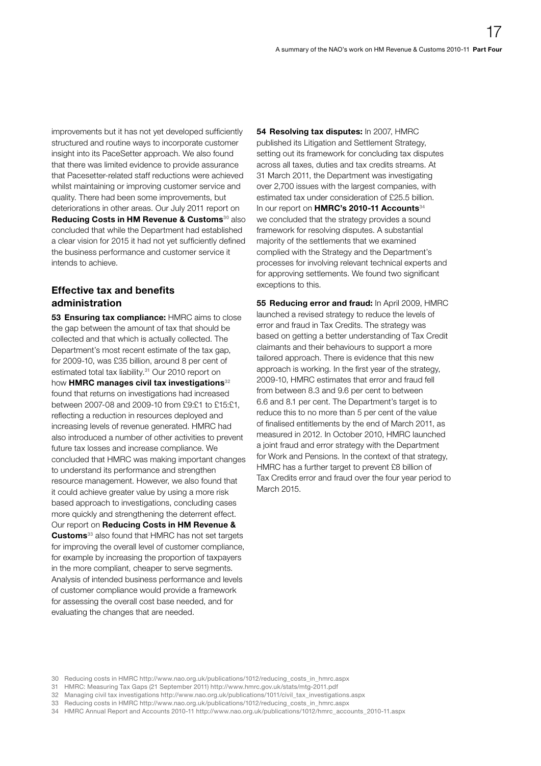improvements but it has not yet developed sufficiently structured and routine ways to incorporate customer insight into its PaceSetter approach. We also found that there was limited evidence to provide assurance that Pacesetter-related staff reductions were achieved whilst maintaining or improving customer service and quality. There had been some improvements, but deteriorations in other areas. Our July 2011 report on **Reducing Costs in HM Revenue & Customs**[30] also concluded that while the Department had established a clear vision for 2015 it had not yet sufficiently defined the business performance and customer service it intends to achieve.

## Effective tax and benefits administration

**53 Ensuring tax compliance:** HMRC aims to close the gap between the amount of tax that should be collected and that which is actually collected. The Department's most recent estimate of the tax gap, for 2009-10, was £35 billion, around 8 per cent of estimated total tax liability.[31] Our 2010 report on how **HMRC manages civil tax investigations**[32] found that returns on investigations had increased between 2007-08 and 2009-10 from £9:£1 to £15:£1, reflecting a reduction in resources deployed and increasing levels of revenue generated. HMRC had also introduced a number of other activities to prevent future tax losses and increase compliance. We concluded that HMRC was making important changes to understand its performance and strengthen resource management. However, we also found that it could achieve greater value by using a more risk based approach to investigations, concluding cases more quickly and strengthening the deterrent effect. Our report on **Reducing Costs in HM Revenue & Customs**[33] also found that HMRC has not set targets for improving the overall level of customer compliance, for example by increasing the proportion of taxpayers in the more compliant, cheaper to serve segments. Analysis of intended business performance and levels of customer compliance would provide a framework for assessing the overall cost base needed, and for evaluating the changes that are needed.

**54 Resolving tax disputes:** In 2007, HMRC published its Litigation and Settlement Strategy, setting out its framework for concluding tax disputes across all taxes, duties and tax credits streams. At 31 March 2011, the Department was investigating over 2,700 issues with the largest companies, with estimated tax under consideration of £25.5 billion. In our report on **HMRC's 2010-11 Accounts**[34] we concluded that the strategy provides a sound framework for resolving disputes. A substantial majority of the settlements that we examined complied with the Strategy and the Department's processes for involving relevant technical experts and for approving settlements. We found two significant exceptions to this.

**55 Reducing error and fraud:** In April 2009, HMRC launched a revised strategy to reduce the levels of error and fraud in Tax Credits. The strategy was based on getting a better understanding of Tax Credit claimants and their behaviours to support a more tailored approach. There is evidence that this new approach is working. In the first year of the strategy, 2009-10, HMRC estimates that error and fraud fell from between 8.3 and 9.6 per cent to between 6.6 and 8.1 per cent. The Department's target is to reduce this to no more than 5 per cent of the value of finalised entitlements by the end of March 2011, as measured in 2012. In October 2010, HMRC launched a joint fraud and error strategy with the Department for Work and Pensions. In the context of that strategy, HMRC has a further target to prevent £8 billion of Tax Credits error and fraud over the four year period to March 2015.

30 Reducing costs in HMRC http://www.nao.org.uk/publications/1012/reducing_costs_in_hmrc.aspx
31 HMRC: Measuring Tax Gaps (21 September 2011) http://www.hmrc.gov.uk/stats/mtg-2011.pdf
32 Managing civil tax investigations http://www.nao.org.uk/publications/1011/civil_tax_investigations.aspx
33 Reducing costs in HMRC http://www.nao.org.uk/publications/1012/reducing_costs_in_hmrc.aspx
34 HMRC Annual Report and Accounts 2010-11 http://www.nao.org.uk/publications/1012/hmrc_accounts_2010-11.aspx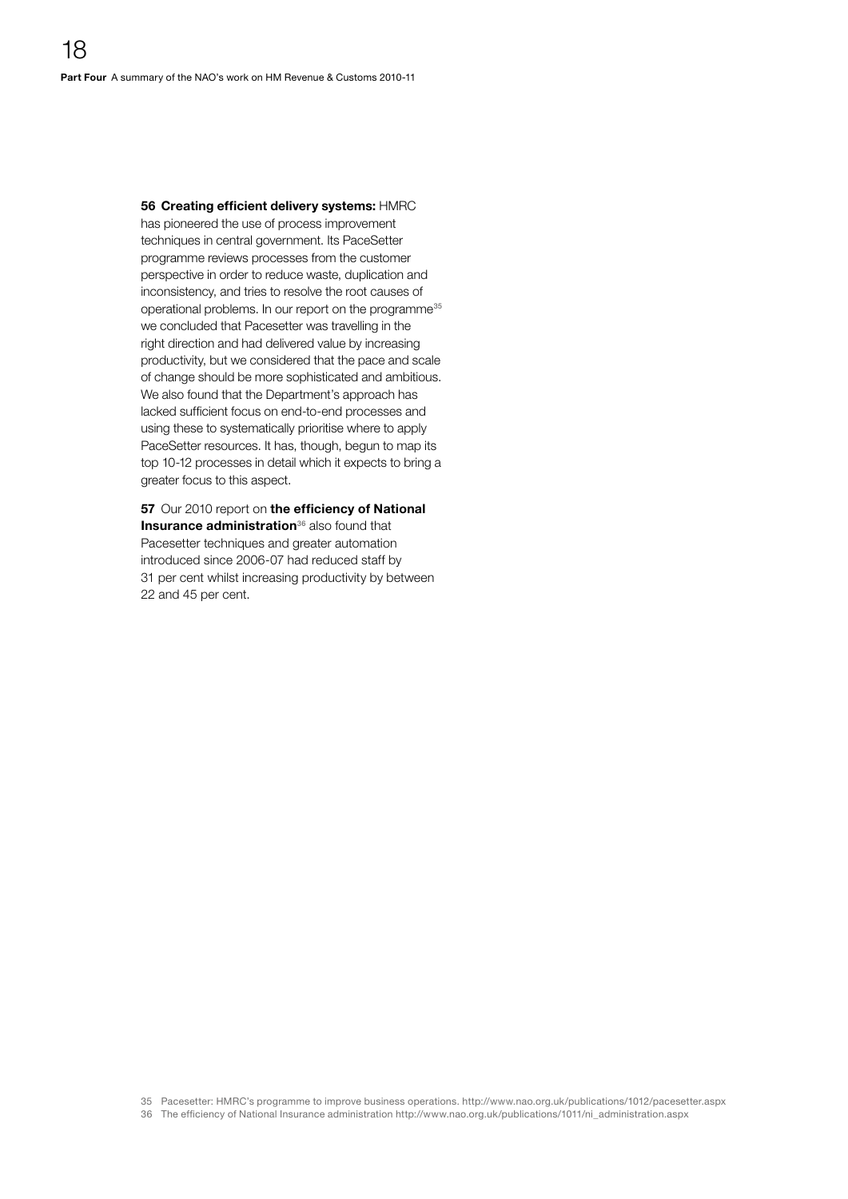**56 Creating efficient delivery systems:** HMRC has pioneered the use of process improvement techniques in central government. Its PaceSetter programme reviews processes from the customer perspective in order to reduce waste, duplication and inconsistency, and tries to resolve the root causes of operational problems. In our report on the programme[35] we concluded that Pacesetter was travelling in the right direction and had delivered value by increasing productivity, but we considered that the pace and scale of change should be more sophisticated and ambitious. We also found that the Department's approach has lacked sufficient focus on end-to-end processes and using these to systematically prioritise where to apply PaceSetter resources. It has, though, begun to map its top 10-12 processes in detail which it expects to bring a greater focus to this aspect.

**57** Our 2010 report on **the efficiency of National Insurance administration**[36] also found that Pacesetter techniques and greater automation introduced since 2006-07 had reduced staff by 31 per cent whilst increasing productivity by between 22 and 45 per cent.

35 Pacesetter: HMRC's programme to improve business operations. http://www.nao.org.uk/publications/1012/pacesetter.aspx

36 The efficiency of National Insurance administration http://www.nao.org.uk/publications/1011/ni_administration.aspx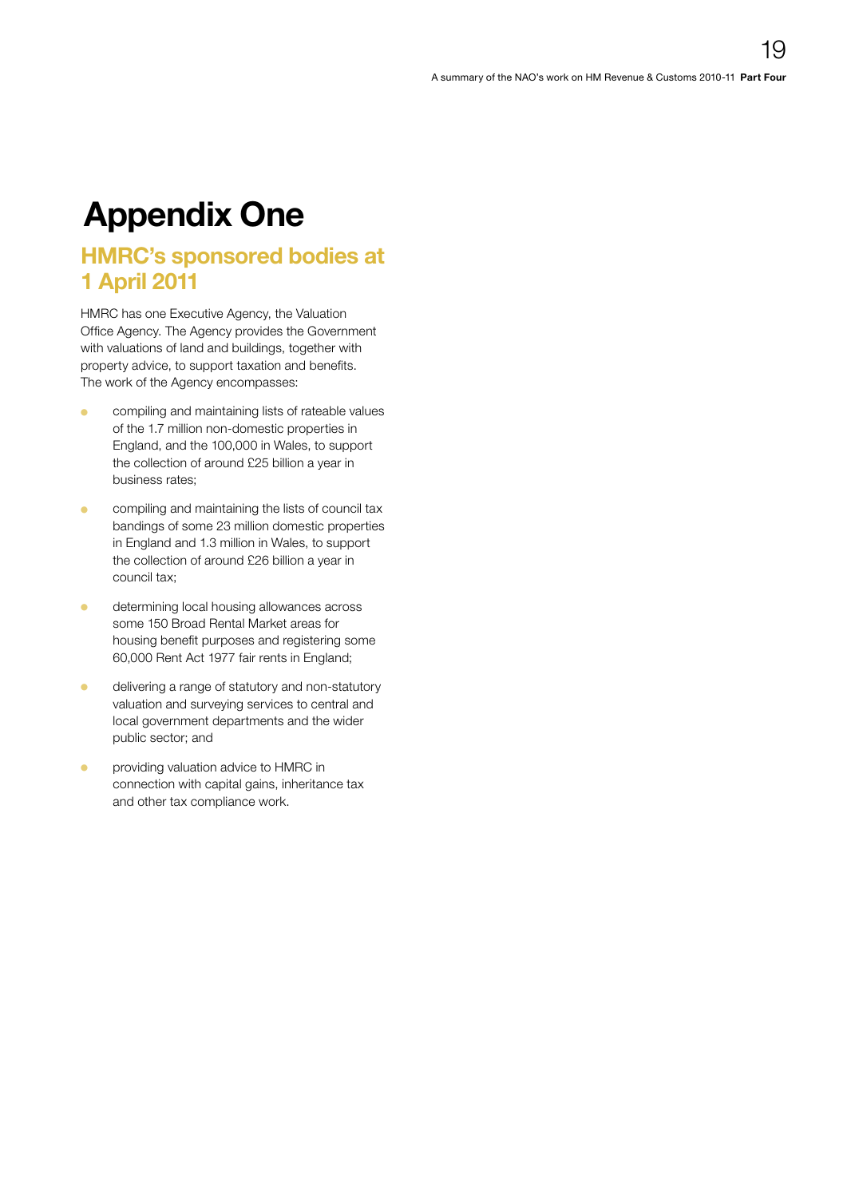# Appendix One

## HMRC's sponsored bodies at 1 April 2011

HMRC has one Executive Agency, the Valuation Office Agency. The Agency provides the Government with valuations of land and buildings, together with property advice, to support taxation and benefits. The work of the Agency encompasses:

- compiling and maintaining lists of rateable values of the 1.7 million non-domestic properties in England, and the 100,000 in Wales, to support the collection of around £25 billion a year in business rates;
- compiling and maintaining the lists of council tax bandings of some 23 million domestic properties in England and 1.3 million in Wales, to support the collection of around £26 billion a year in council tax;
- determining local housing allowances across some 150 Broad Rental Market areas for housing benefit purposes and registering some 60,000 Rent Act 1977 fair rents in England;
- delivering a range of statutory and non-statutory valuation and surveying services to central and local government departments and the wider public sector; and
- providing valuation advice to HMRC in connection with capital gains, inheritance tax and other tax compliance work.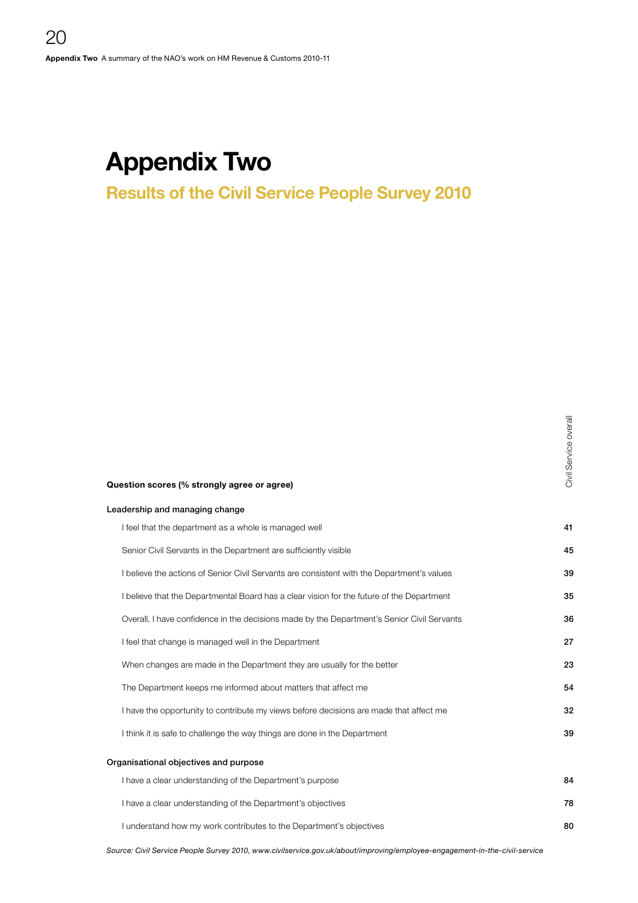# Appendix Two

## Results of the Civil Service People Survey 2010

| Question scores (% strongly agree or agree) | Civil Service overall |
|---|---|
| **Leadership and managing change** | |
| I feel that the department as a whole is managed well | 41 |
| Senior Civil Servants in the Department are sufficiently visible | 45 |
| I believe the actions of Senior Civil Servants are consistent with the Department's values | 39 |
| I believe that the Departmental Board has a clear vision for the future of the Department | 35 |
| Overall, I have confidence in the decisions made by the Department's Senior Civil Servants | 36 |
| I feel that change is managed well in the Department | 27 |
| When changes are made in the Department they are usually for the better | 23 |
| The Department keeps me informed about matters that affect me | 54 |
| I have the opportunity to contribute my views before decisions are made that affect me | 32 |
| I think it is safe to challenge the way things are done in the Department | 39 |
| **Organisational objectives and purpose** | |
| I have a clear understanding of the Department's purpose | 84 |
| I have a clear understanding of the Department's objectives | 78 |
| I understand how my work contributes to the Department's objectives | 80 |

*Source: Civil Service People Survey 2010, www.civilservice.gov.uk/about/improving/employee-engagement-in-the-civil-service*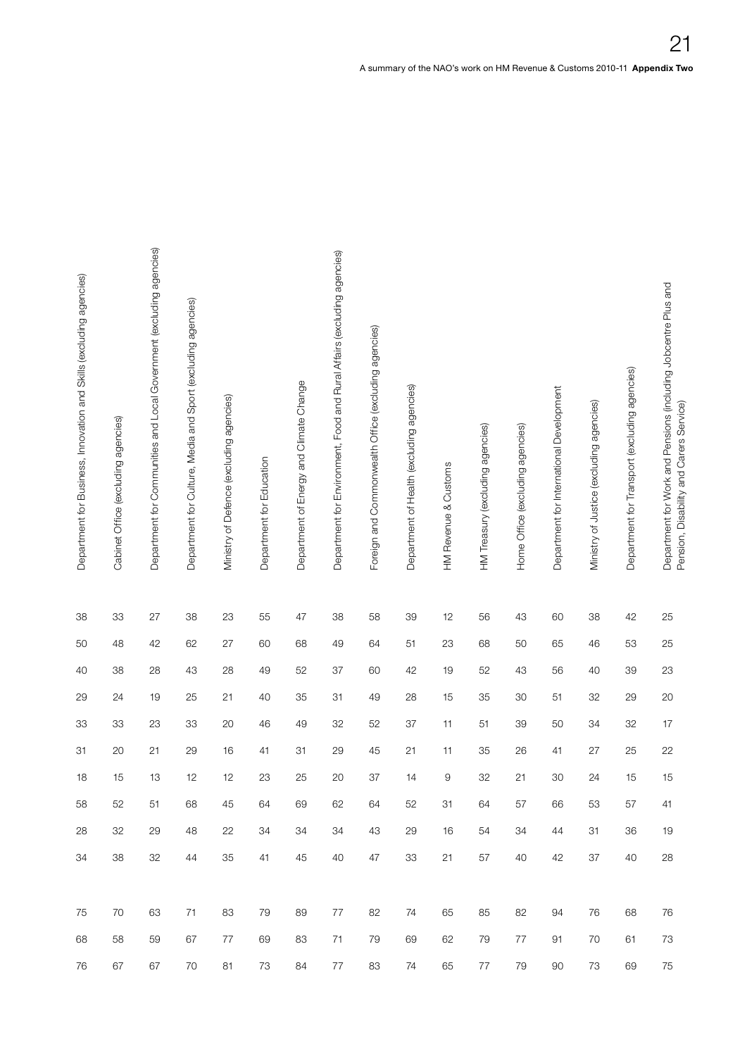| Department for Business, Innovation and Skills (excluding agencies) | Cabinet Office (excluding agencies) | Department for Communities and Local Government (excluding agencies) | Department for Culture, Media and Sport (excluding agencies) | Ministry of Defence (excluding agencies) | Department for Education | Department of Energy and Climate Change | Department for Environment, Food and Rural Affairs (excluding agencies) | Foreign and Commonwealth Office (excluding agencies) | Department of Health (excluding agencies) | HM Revenue & Customs | HM Treasury (excluding agencies) | Home Office (excluding agencies) | Department for International Development | Ministry of Justice (excluding agencies) | Department for Transport (excluding agencies) | Department for Work and Pensions (including Jobcentre Plus and Pension, Disability and Carers Service) |
|---|---|---|---|---|---|---|---|---|---|---|---|---|---|---|---|---|
| 38 | 33 | 27 | 38 | 23 | 55 | 47 | 38 | 58 | 39 | 12 | 56 | 43 | 60 | 38 | 42 | 25 |
| 50 | 48 | 42 | 62 | 27 | 60 | 68 | 49 | 64 | 51 | 23 | 68 | 50 | 65 | 46 | 53 | 25 |
| 40 | 38 | 28 | 43 | 28 | 49 | 52 | 37 | 60 | 42 | 19 | 52 | 43 | 56 | 40 | 39 | 23 |
| 29 | 24 | 19 | 25 | 21 | 40 | 35 | 31 | 49 | 28 | 15 | 35 | 30 | 51 | 32 | 29 | 20 |
| 33 | 33 | 23 | 33 | 20 | 46 | 49 | 32 | 52 | 37 | 11 | 51 | 39 | 50 | 34 | 32 | 17 |
| 31 | 20 | 21 | 29 | 16 | 41 | 31 | 29 | 45 | 21 | 11 | 35 | 26 | 41 | 27 | 25 | 22 |
| 18 | 15 | 13 | 12 | 12 | 23 | 25 | 20 | 37 | 14 | 9 | 32 | 21 | 30 | 24 | 15 | 15 |
| 58 | 52 | 51 | 68 | 45 | 64 | 69 | 62 | 64 | 52 | 31 | 64 | 57 | 66 | 53 | 57 | 41 |
| 28 | 32 | 29 | 48 | 22 | 34 | 34 | 34 | 43 | 29 | 16 | 54 | 34 | 44 | 31 | 36 | 19 |
| 34 | 38 | 32 | 44 | 35 | 41 | 45 | 40 | 47 | 33 | 21 | 57 | 40 | 42 | 37 | 40 | 28 |
| | | | | | | | | | | | | | | | | |
| 75 | 70 | 63 | 71 | 83 | 79 | 89 | 77 | 82 | 74 | 65 | 85 | 82 | 94 | 76 | 68 | 76 |
| 68 | 58 | 59 | 67 | 77 | 69 | 83 | 71 | 79 | 69 | 62 | 79 | 77 | 91 | 70 | 61 | 73 |
| 76 | 67 | 67 | 70 | 81 | 73 | 84 | 77 | 83 | 74 | 65 | 77 | 79 | 90 | 73 | 69 | 75 |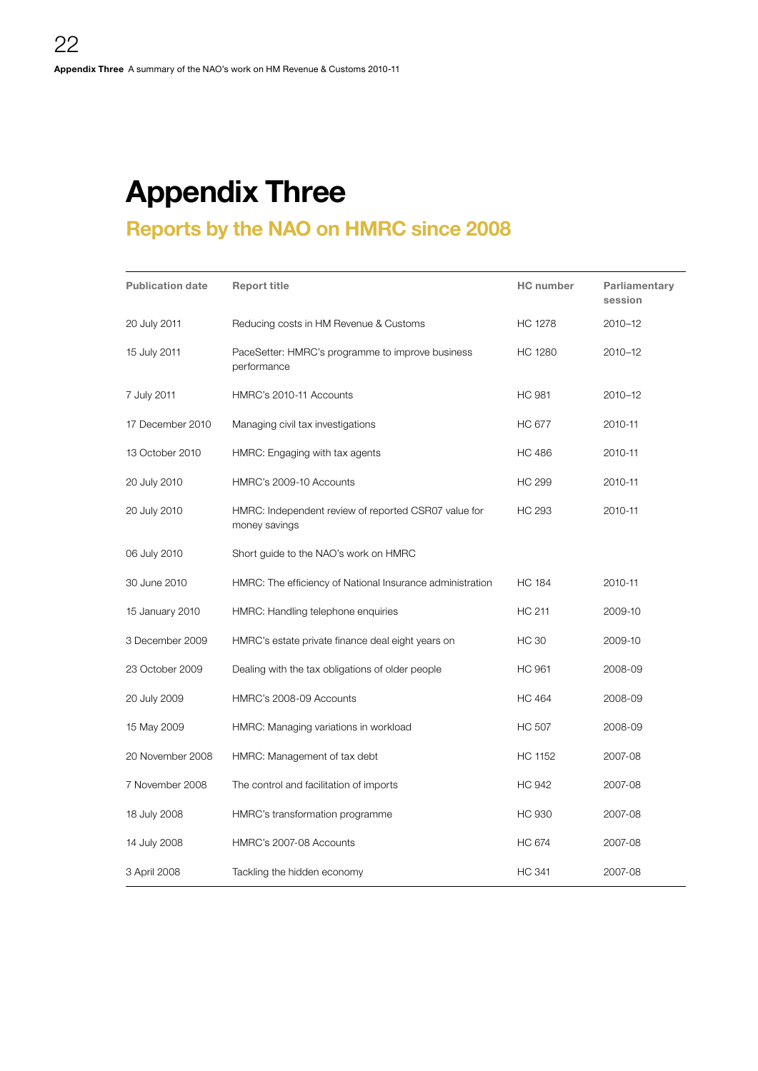# Appendix Three

## Reports by the NAO on HMRC since 2008

| Publication date | Report title | HC number | Parliamentary session |
|---|---|---|---|
| 20 July 2011 | Reducing costs in HM Revenue & Customs | HC 1278 | 2010–12 |
| 15 July 2011 | PaceSetter: HMRC's programme to improve business performance | HC 1280 | 2010–12 |
| 7 July 2011 | HMRC's 2010-11 Accounts | HC 981 | 2010–12 |
| 17 December 2010 | Managing civil tax investigations | HC 677 | 2010-11 |
| 13 October 2010 | HMRC: Engaging with tax agents | HC 486 | 2010-11 |
| 20 July 2010 | HMRC's 2009-10 Accounts | HC 299 | 2010-11 |
| 20 July 2010 | HMRC: Independent review of reported CSR07 value for money savings | HC 293 | 2010-11 |
| 06 July 2010 | Short guide to the NAO's work on HMRC | | |
| 30 June 2010 | HMRC: The efficiency of National Insurance administration | HC 184 | 2010-11 |
| 15 January 2010 | HMRC: Handling telephone enquiries | HC 211 | 2009-10 |
| 3 December 2009 | HMRC's estate private finance deal eight years on | HC 30 | 2009-10 |
| 23 October 2009 | Dealing with the tax obligations of older people | HC 961 | 2008-09 |
| 20 July 2009 | HMRC's 2008-09 Accounts | HC 464 | 2008-09 |
| 15 May 2009 | HMRC: Managing variations in workload | HC 507 | 2008-09 |
| 20 November 2008 | HMRC: Management of tax debt | HC 1152 | 2007-08 |
| 7 November 2008 | The control and facilitation of imports | HC 942 | 2007-08 |
| 18 July 2008 | HMRC's transformation programme | HC 930 | 2007-08 |
| 14 July 2008 | HMRC's 2007-08 Accounts | HC 674 | 2007-08 |
| 3 April 2008 | Tackling the hidden economy | HC 341 | 2007-08 |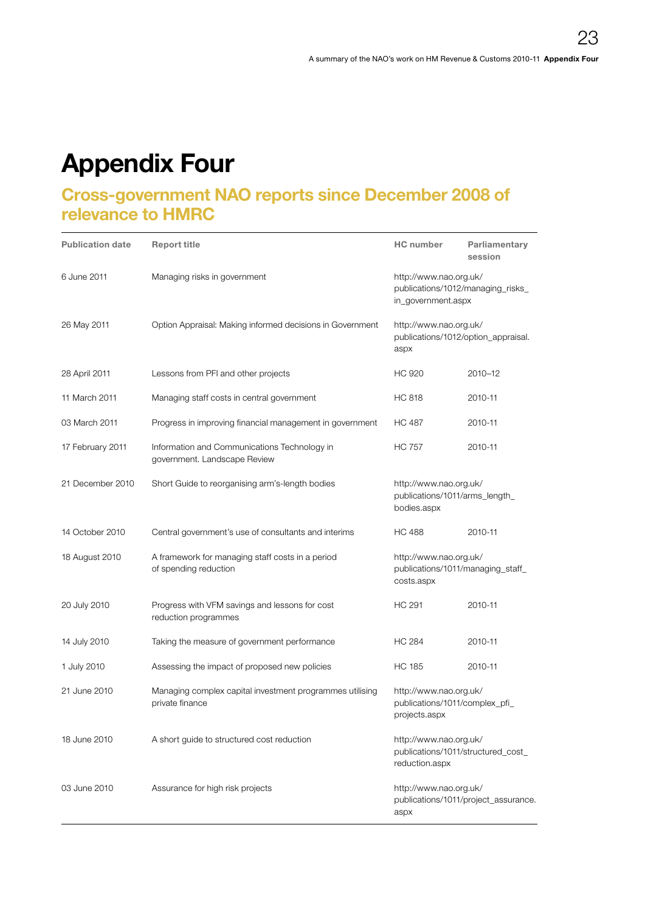# Appendix Four

## Cross-government NAO reports since December 2008 of relevance to HMRC

| Publication date | Report title | HC number | Parliamentary session |
|---|---|---|---|
| 6 June 2011 | Managing risks in government | http://www.nao.org.uk/publications/1012/managing_risks_in_government.aspx | |
| 26 May 2011 | Option Appraisal: Making informed decisions in Government | http://www.nao.org.uk/publications/1012/option_appraisal.aspx | |
| 28 April 2011 | Lessons from PFI and other projects | HC 920 | 2010–12 |
| 11 March 2011 | Managing staff costs in central government | HC 818 | 2010-11 |
| 03 March 2011 | Progress in improving financial management in government | HC 487 | 2010-11 |
| 17 February 2011 | Information and Communications Technology in government. Landscape Review | HC 757 | 2010-11 |
| 21 December 2010 | Short Guide to reorganising arm's-length bodies | http://www.nao.org.uk/publications/1011/arms_length_bodies.aspx | |
| 14 October 2010 | Central government's use of consultants and interims | HC 488 | 2010-11 |
| 18 August 2010 | A framework for managing staff costs in a period of spending reduction | http://www.nao.org.uk/publications/1011/managing_staff_costs.aspx | |
| 20 July 2010 | Progress with VFM savings and lessons for cost reduction programmes | HC 291 | 2010-11 |
| 14 July 2010 | Taking the measure of government performance | HC 284 | 2010-11 |
| 1 July 2010 | Assessing the impact of proposed new policies | HC 185 | 2010-11 |
| 21 June 2010 | Managing complex capital investment programmes utilising private finance | http://www.nao.org.uk/publications/1011/complex_pfi_projects.aspx | |
| 18 June 2010 | A short guide to structured cost reduction | http://www.nao.org.uk/publications/1011/structured_cost_reduction.aspx | |
| 03 June 2010 | Assurance for high risk projects | http://www.nao.org.uk/publications/1011/project_assurance.aspx | |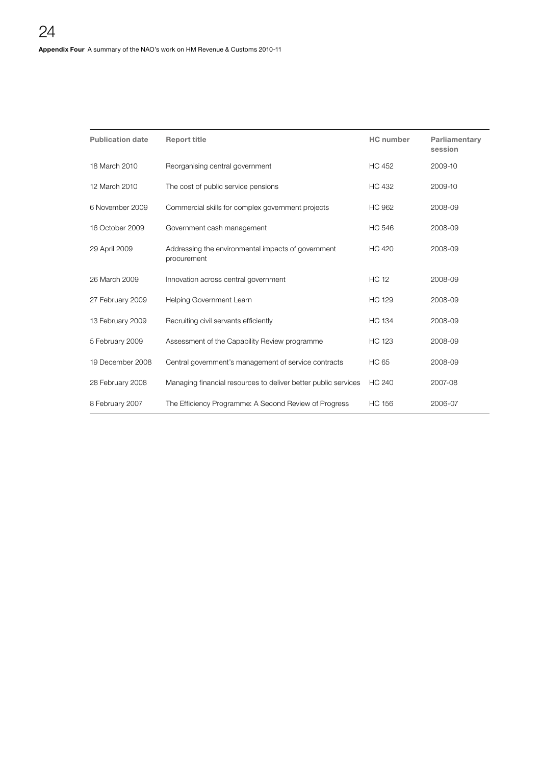| Publication date | Report title | HC number | Parliamentary session |
|---|---|---|---|
| 18 March 2010 | Reorganising central government | HC 452 | 2009-10 |
| 12 March 2010 | The cost of public service pensions | HC 432 | 2009-10 |
| 6 November 2009 | Commercial skills for complex government projects | HC 962 | 2008-09 |
| 16 October 2009 | Government cash management | HC 546 | 2008-09 |
| 29 April 2009 | Addressing the environmental impacts of government procurement | HC 420 | 2008-09 |
| 26 March 2009 | Innovation across central government | HC 12 | 2008-09 |
| 27 February 2009 | Helping Government Learn | HC 129 | 2008-09 |
| 13 February 2009 | Recruiting civil servants efficiently | HC 134 | 2008-09 |
| 5 February 2009 | Assessment of the Capability Review programme | HC 123 | 2008-09 |
| 19 December 2008 | Central government's management of service contracts | HC 65 | 2008-09 |
| 28 February 2008 | Managing financial resources to deliver better public services | HC 240 | 2007-08 |
| 8 February 2007 | The Efficiency Programme: A Second Review of Progress | HC 156 | 2006-07 |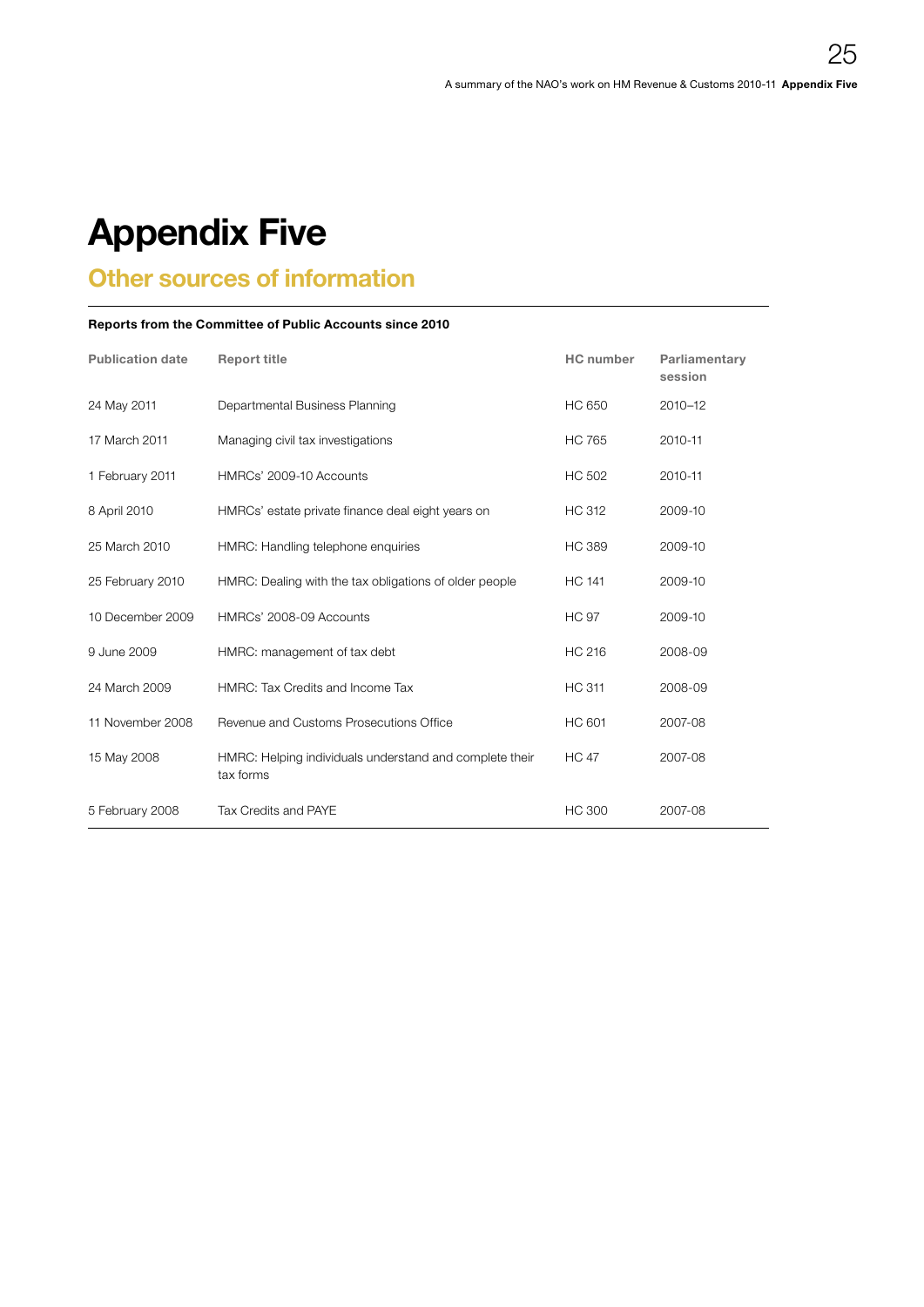# Appendix Five

## Other sources of information

**Reports from the Committee of Public Accounts since 2010**

| Publication date | Report title | HC number | Parliamentary session |
|---|---|---|---|
| 24 May 2011 | Departmental Business Planning | HC 650 | 2010–12 |
| 17 March 2011 | Managing civil tax investigations | HC 765 | 2010-11 |
| 1 February 2011 | HMRCs' 2009-10 Accounts | HC 502 | 2010-11 |
| 8 April 2010 | HMRCs' estate private finance deal eight years on | HC 312 | 2009-10 |
| 25 March 2010 | HMRC: Handling telephone enquiries | HC 389 | 2009-10 |
| 25 February 2010 | HMRC: Dealing with the tax obligations of older people | HC 141 | 2009-10 |
| 10 December 2009 | HMRCs' 2008-09 Accounts | HC 97 | 2009-10 |
| 9 June 2009 | HMRC: management of tax debt | HC 216 | 2008-09 |
| 24 March 2009 | HMRC: Tax Credits and Income Tax | HC 311 | 2008-09 |
| 11 November 2008 | Revenue and Customs Prosecutions Office | HC 601 | 2007-08 |
| 15 May 2008 | HMRC: Helping individuals understand and complete their tax forms | HC 47 | 2007-08 |
| 5 February 2008 | Tax Credits and PAYE | HC 300 | 2007-08 |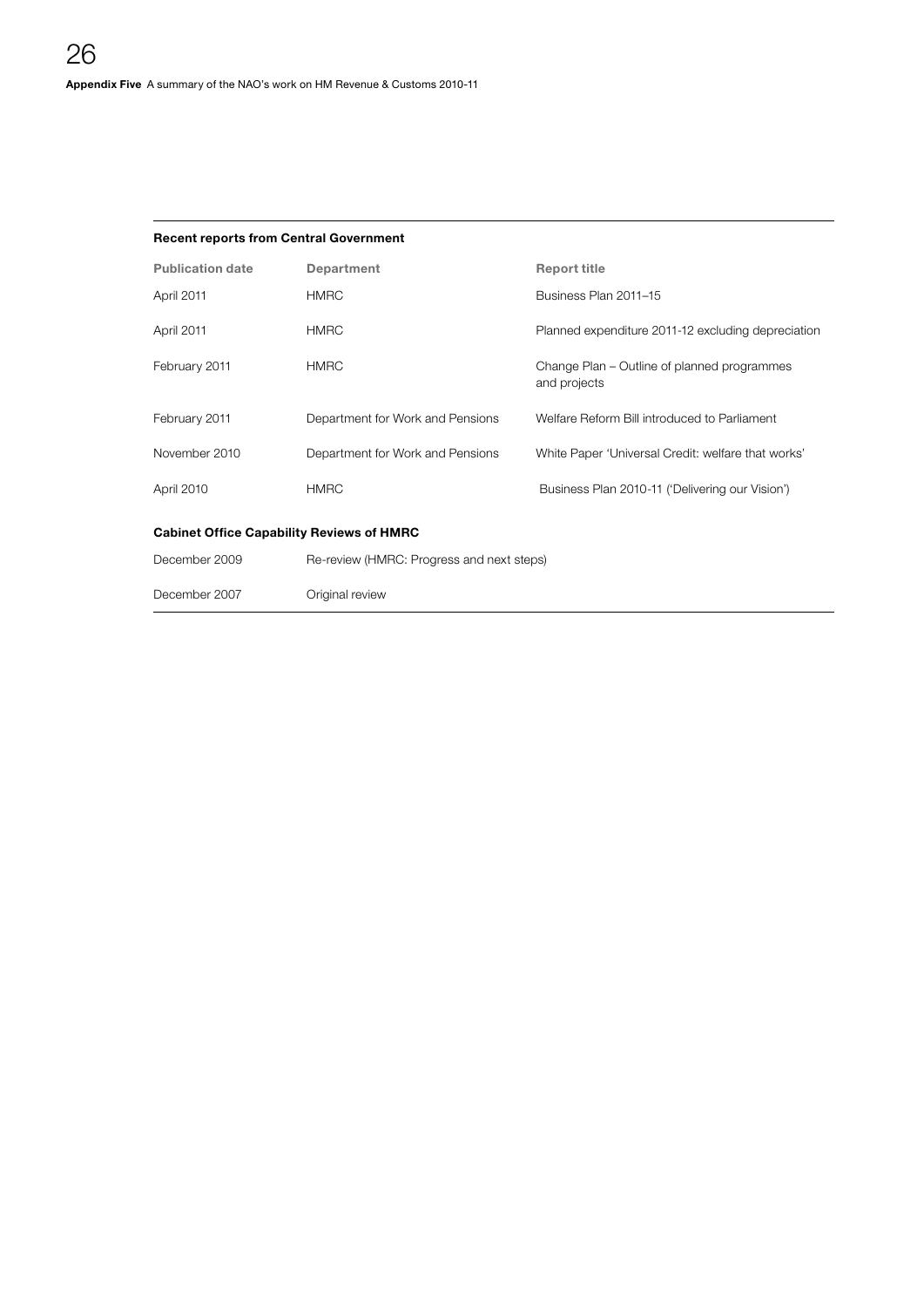**Recent reports from Central Government**

| Publication date | Department | Report title |
|---|---|---|
| April 2011 | HMRC | Business Plan 2011–15 |
| April 2011 | HMRC | Planned expenditure 2011-12 excluding depreciation |
| February 2011 | HMRC | Change Plan – Outline of planned programmes and projects |
| February 2011 | Department for Work and Pensions | Welfare Reform Bill introduced to Parliament |
| November 2010 | Department for Work and Pensions | White Paper 'Universal Credit: welfare that works' |
| April 2010 | HMRC | Business Plan 2010-11 ('Delivering our Vision') |

**Cabinet Office Capability Reviews of HMRC**

| | |
|---|---|
| December 2009 | Re-review (HMRC: Progress and next steps) |
| December 2007 | Original review |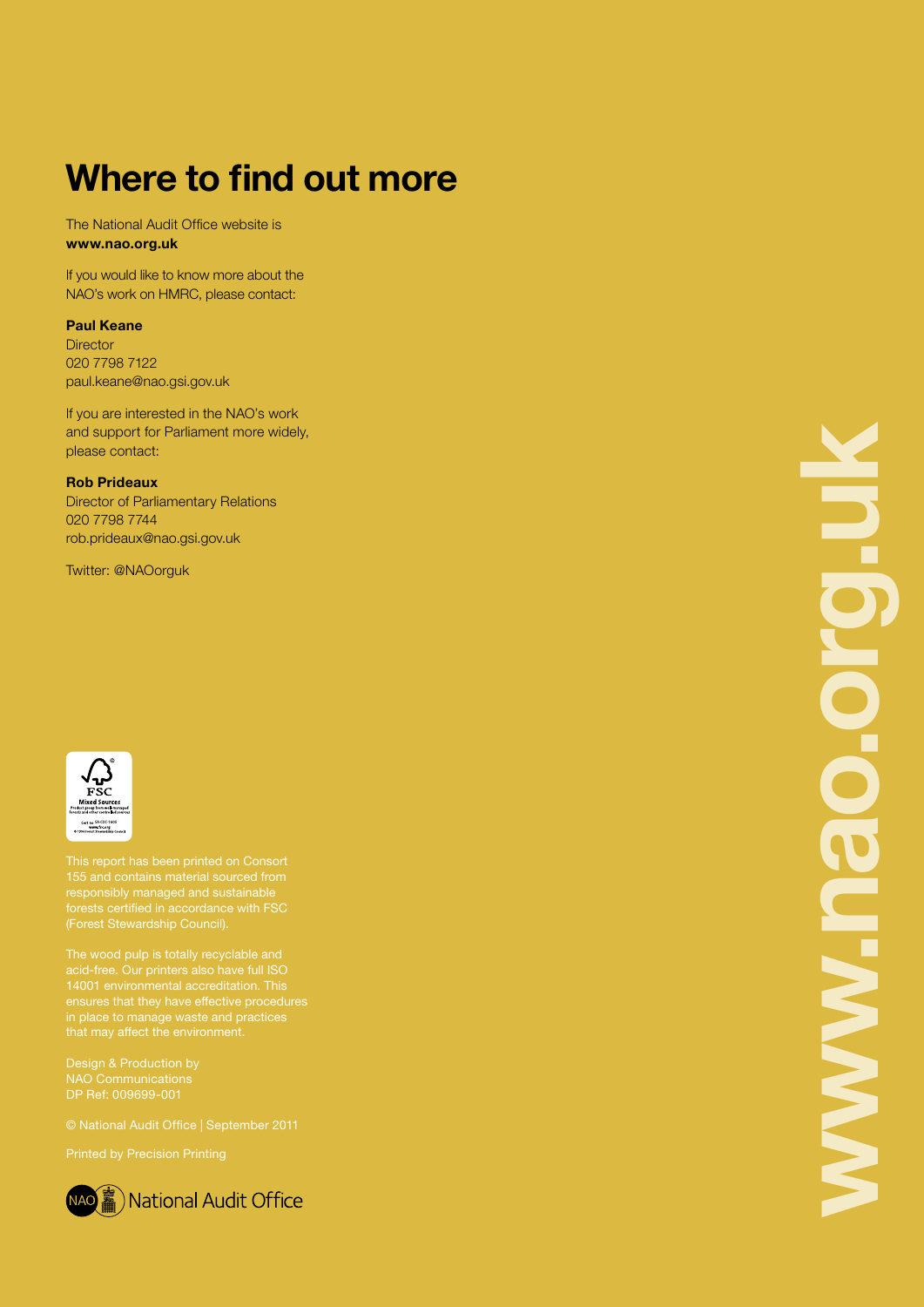# Where to find out more

The National Audit Office website is
**www.nao.org.uk**

If you would like to know more about the NAO's work on HMRC, please contact:

**Paul Keane**
Director
020 7798 7122
paul.keane@nao.gsi.gov.uk

If you are interested in the NAO's work and support for Parliament more widely, please contact:

**Rob Prideaux**
Director of Parliamentary Relations
020 7798 7744
rob.prideaux@nao.gsi.gov.uk

Twitter: @NAOorguk

This report has been printed on Consort 155 and contains material sourced from responsibly managed and sustainable forests certified in accordance with FSC (Forest Stewardship Council).

The wood pulp is totally recyclable and acid-free. Our printers also have full ISO 14001 environmental accreditation. This ensures that they have effective procedures in place to manage waste and practices that may affect the environment.

Design & Production by
NAO Communications
DP Ref: 009699-001

© National Audit Office | September 2011

Printed by Precision Printing

National Audit Office

www.nao.org.uk